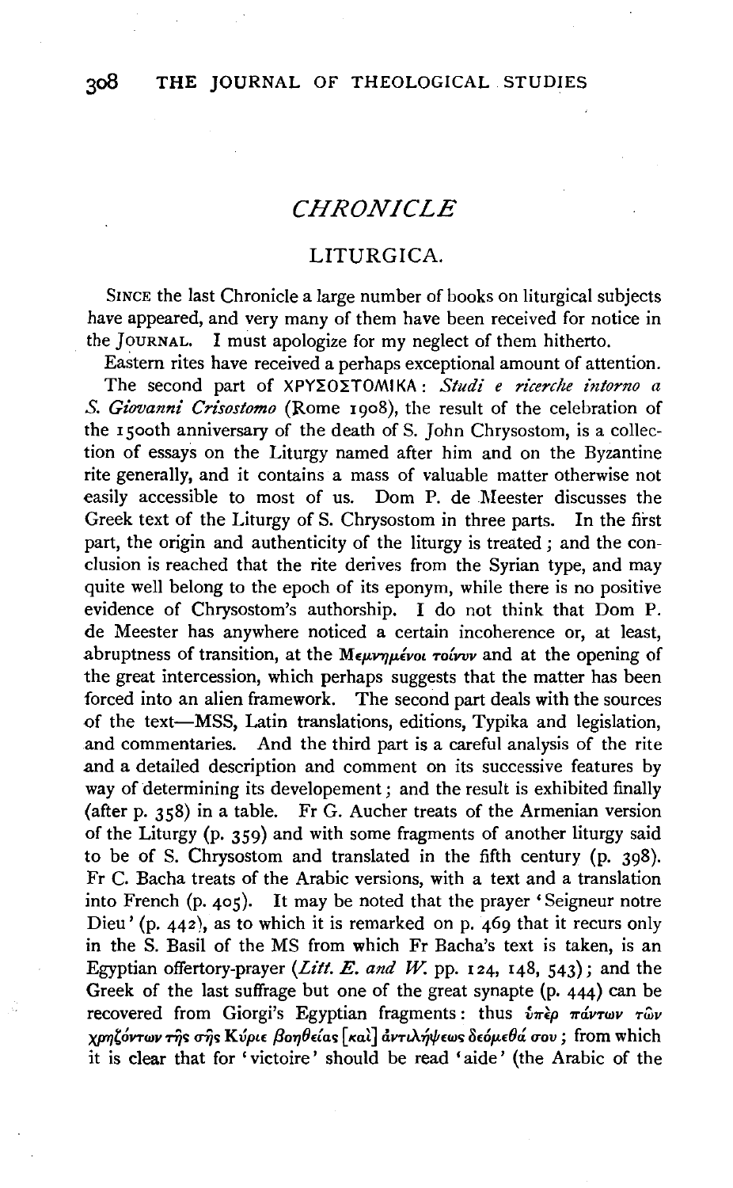## CHRONICLE

### LITURGICA.

SINCE the last Chronicle a large number of books on liturgical subjects have appeared, and very many of them have been received for notice in the JOURNAL. I must apologize for my neglect of them hitherto.

Eastern rites have received a perhaps exceptional amount of attention. The second part of ΧΡΥΣΟΣΤΟΜΙΚΑ: *Studi e ricerche intorno a S. Giovanni Crisostomo* (Rome 1908), the result of the celebration of the 1500th anniversary of the death of S. John Chrysostom, is a collection of essays on the Liturgy named after him and on the Byzantine rite generally, and it contains a mass of valuable matter otherwise not easily accessible to most of us. Dom P. de Meester discusses the Greek text of the Liturgy of S. Chrysostom in three parts. In the first part, the origin and authenticity of the liturgy is treated; and the conclusion is reached that the rite derives from the Syrian type, and may quite well belong to the epoch of its eponym, while there is no positive evidence of Chrysostom's authorship. I do not think that Dom P. de Meester has anywhere noticed a certain incoherence or, at least, abruptness of transition, at the Μεμνημένοι τοίνυν and at the opening of the great intercession, which perhaps suggests that the matter has been forced into an alien framework. The second part deals with the sources of the text—MSS, Latin translations, editions, Typika and legislation, and commentaries. And the third part is a careful analysis of the rite and a detailed description and comment on its successive features by way of determining its developement; and the result is exhibited finally (after p. 358) in a table. Fr G. Aucher treats of the Armenian version of the Liturgy (p. 359) and with some fragments of another liturgy said to be of S. Chrysostom and translated in the fifth century (p. 398). Fr C. Bacha treats of the Arabic versions, with a text and a translation into French (p. 405). It may be noted that the prayer 'Seigneur notre Dieu' (p. 442), as to which it is remarked on p. 469 that it recurs only in the S. Basil of the MS from which Fr Bacha's text is taken, is an Egyptian offertory-prayer (*Litt. E. and W.* pp. 124, 148, 543); and the Greek of the last suffrage but one of the great synapte (p. 444) can be recovered from Giorgi's Egyptian fragments: thus ὑπὲρ πάντων τῶν χρῃζόντων τῆς σῆς Κύριε βοηθείας [καὶ] ἀντιλήψεως δεόμεθά σου; from which it is clear that for 'victoire' should be read 'aide' (the Arabic of the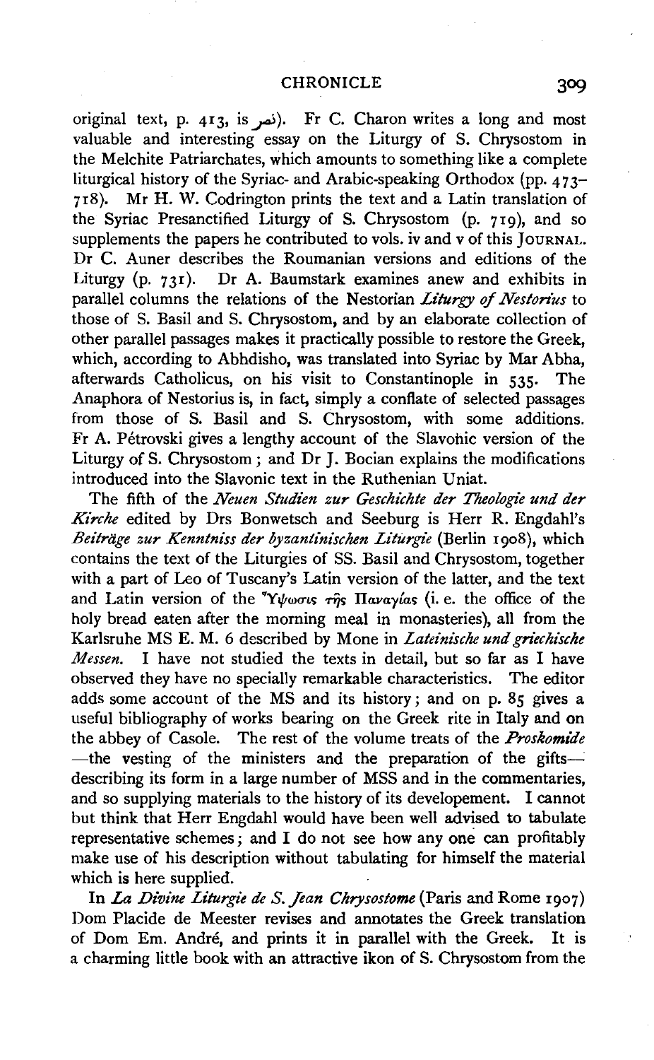original text, p. 413, is نصر). Fr C. Charon writes a long and most valuable and interesting essay on the Liturgy of S. Chrysostom in the Melchite Patriarchates, which amounts to something like a complete liturgical history of the Syriac- and Arabic-speaking Orthodox (pp. 473–718). Mr H. W. Codrington prints the text and a Latin translation of the Syriac Presanctified Liturgy of S. Chrysostom (p. 719), and so supplements the papers he contributed to vols. iv and v of this JOURNAL. Dr C. Auner describes the Roumanian versions and editions of the Liturgy (p. 731). Dr A. Baumstark examines anew and exhibits in parallel columns the relations of the Nestorian *Liturgy of Nestorius* to those of S. Basil and S. Chrysostom, and by an elaborate collection of other parallel passages makes it practically possible to restore the Greek, which, according to Abhdisho, was translated into Syriac by Mar Abha, afterwards Catholicus, on his visit to Constantinople in 535. The Anaphora of Nestorius is, in fact, simply a conflate of selected passages from those of S. Basil and S. Chrysostom, with some additions. Fr A. Pétrovski gives a lengthy account of the Slavonic version of the Liturgy of S. Chrysostom; and Dr J. Bocian explains the modifications introduced into the Slavonic text in the Ruthenian Uniat.

The fifth of the *Neuen Studien zur Geschichte der Theologie und der Kirche* edited by Drs Bonwetsch and Seeburg is Herr R. Engdahl's *Beiträge zur Kenntniss der byzantinischen Liturgie* (Berlin 1908), which contains the text of the Liturgies of SS. Basil and Chrysostom, together with a part of Leo of Tuscany's Latin version of the latter, and the text and Latin version of the Ὕψωσις τῆς Παναγίας (i. e. the office of the holy bread eaten after the morning meal in monasteries), all from the Karlsruhe MS E. M. 6 described by Mone in *Lateinische und griechische Messen*. I have not studied the texts in detail, but so far as I have observed they have no specially remarkable characteristics. The editor adds some account of the MS and its history; and on p. 85 gives a useful bibliography of works bearing on the Greek rite in Italy and on the abbey of Casole. The rest of the volume treats of the *Proskomide* —the vesting of the ministers and the preparation of the gifts— describing its form in a large number of MSS and in the commentaries, and so supplying materials to the history of its developement. I cannot but think that Herr Engdahl would have been well advised to tabulate representative schemes; and I do not see how any one can profitably make use of his description without tabulating for himself the material which is here supplied.

In *La Divine Liturgie de S. Jean Chrysostome* (Paris and Rome 1907) Dom Placide de Meester revises and annotates the Greek translation of Dom Em. André, and prints it in parallel with the Greek. It is a charming little book with an attractive ikon of S. Chrysostom from the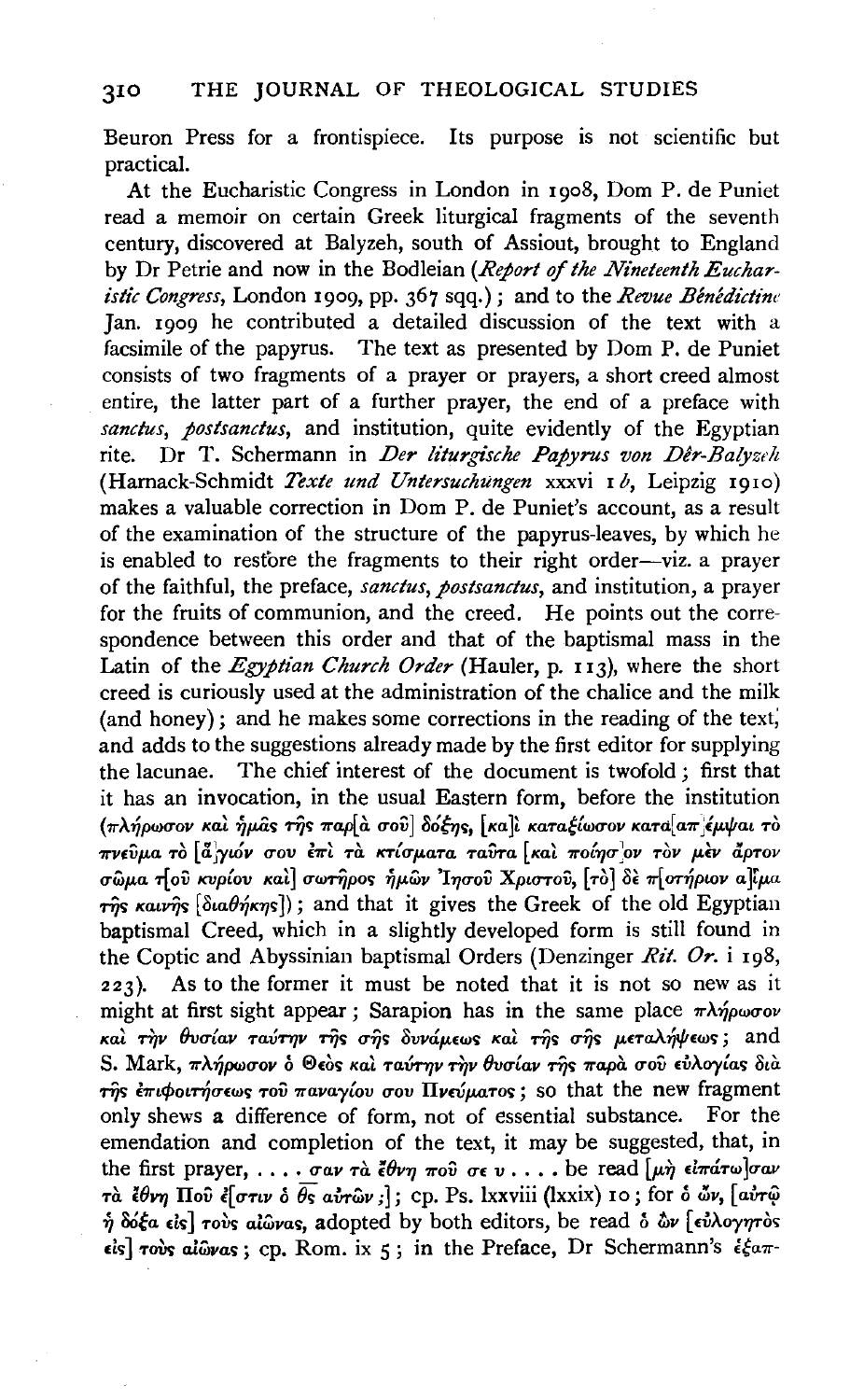Beuron Press for a frontispiece. Its purpose is not scientific but practical.

At the Eucharistic Congress in London in 1908, Dom P. de Puniet read a memoir on certain Greek liturgical fragments of the seventh century, discovered at Balyzeh, south of Assiout, brought to England by Dr Petrie and now in the Bodleian (*Report of the Nineteenth Eucharistic Congress*, London 1909, pp. 367 sqq.); and to the *Revue Bénédictine* Jan. 1909 he contributed a detailed discussion of the text with a facsimile of the papyrus. The text as presented by Dom P. de Puniet consists of two fragments of a prayer or prayers, a short creed almost entire, the latter part of a further prayer, the end of a preface with *sanctus*, *postsanctus*, and institution, quite evidently of the Egyptian rite. Dr T. Schermann in *Der liturgische Papyrus von Dêr-Balyzeh* (Harnack-Schmidt *Texte und Untersuchungen* xxxvi 1 *b*, Leipzig 1910) makes a valuable correction in Dom P. de Puniet's account, as a result of the examination of the structure of the papyrus-leaves, by which he is enabled to restore the fragments to their right order—viz. a prayer of the faithful, the preface, *sanctus*, *postsanctus*, and institution, a prayer for the fruits of communion, and the creed. He points out the correspondence between this order and that of the baptismal mass in the Latin of the *Egyptian Church Order* (Hauler, p. 113), where the short creed is curiously used at the administration of the chalice and the milk (and honey); and he makes some corrections in the reading of the text, and adds to the suggestions already made by the first editor for supplying the lacunae. The chief interest of the document is twofold; first that it has an invocation, in the usual Eastern form, before the institution (πλήρωσον καὶ ἡμᾶς τῆς παρ[ὰ σοῦ] δόξης, [κα]ὶ καταξίωσον κατα[πε]μψαι τὸ πνεῦμα τὸ [ἅ]γιόν σου ἐπὶ τὰ κτίσματα ταῦτα [καὶ ποίησ]ον τὸν μὲν ἄρτον σῶμα τ[οῦ κυρίου καὶ] σωτῆρος ἡμῶν Ἰησοῦ Χριστοῦ, [τὸ] δὲ π[οτήριον α]ἷμα τῆς καινῆς [διαθήκης]); and that it gives the Greek of the old Egyptian baptismal Creed, which in a slightly developed form is still found in the Coptic and Abyssinian baptismal Orders (Denzinger *Rit. Or.* i 198, 223). As to the former it must be noted that it is not so new as it might at first sight appear; Sarapion has in the same place πλήρωσον καὶ τὴν θυσίαν ταύτην τῆς σῆς δυνάμεως καὶ τῆς σῆς μεταλήψεως; and S. Mark, πλήρωσον ὁ Θεὸς καὶ ταύτην τὴν θυσίαν τῆς παρὰ σοῦ εὐλογίας διὰ τῆς ἐπιφοιτήσεως τοῦ παναγίου σου Πνεύματος; so that the new fragment only shews a difference of form, not of essential substance. For the emendation and completion of the text, it may be suggested, that, in the first prayer, . . . . σαν τὰ ἔθνη ποῦ σε υ . . . . be read [μὴ εἰπάτω]σαν τὰ ἔθνη Ποῦ ἐ[στιν ὁ θ̅ς̅ αὐτῶν ;]; cp. Ps. lxxviii (lxxix) 10; for ὁ ὤν, [αὐτῷ ἡ δόξα εἰς] τοὺς αἰῶνας, adopted by both editors, be read ὁ ὢν [εὐλογητὸς εἰς] τοὺς αἰῶνας; cp. Rom. ix 5; in the Preface, Dr Schermann's ἐξαπ-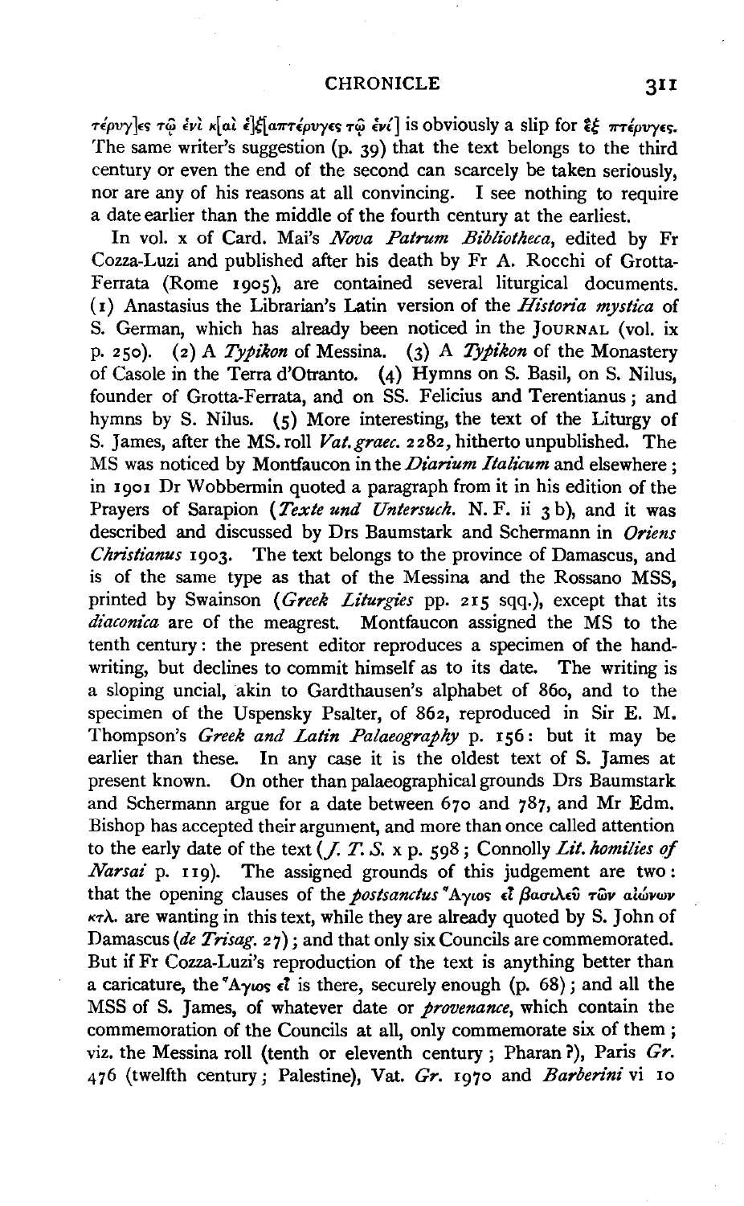τέρυγ]ες τῷ ἑνὶ κ[αὶ ἐ]ξ[απτέρυγες τῷ ἑνί] is obviously a slip for ἓξ πτέρυγες. The same writer's suggestion (p. 39) that the text belongs to the third century or even the end of the second can scarcely be taken seriously, nor are any of his reasons at all convincing. I see nothing to require a date earlier than the middle of the fourth century at the earliest.

In vol. x of Card. Mai's *Nova Patrum Bibliotheca*, edited by Fr Cozza-Luzi and published after his death by Fr A. Rocchi of Grotta-Ferrata (Rome 1905), are contained several liturgical documents. (1) Anastasius the Librarian's Latin version of the *Historia mystica* of S. German, which has already been noticed in the JOURNAL (vol. ix p. 250). (2) A *Typikon* of Messina. (3) A *Typikon* of the Monastery of Casole in the Terra d'Otranto. (4) Hymns on S. Basil, on S. Nilus, founder of Grotta-Ferrata, and on SS. Felicius and Terentianus; and hymns by S. Nilus. (5) More interesting, the text of the Liturgy of S. James, after the MS. roll *Vat. graec.* 2282, hitherto unpublished. The MS was noticed by Montfaucon in the *Diarium Italicum* and elsewhere; in 1901 Dr Wobbermin quoted a paragraph from it in his edition of the Prayers of Sarapion (*Texte und Untersuch.* N. F. ii 3 b), and it was described and discussed by Drs Baumstark and Schermann in *Oriens Christianus* 1903. The text belongs to the province of Damascus, and is of the same type as that of the Messina and the Rossano MSS, printed by Swainson (*Greek Liturgies* pp. 215 sqq.), except that its *diaconica* are of the meagrest. Montfaucon assigned the MS to the tenth century: the present editor reproduces a specimen of the handwriting, but declines to commit himself as to its date. The writing is a sloping uncial, akin to Gardthausen's alphabet of 860, and to the specimen of the Uspensky Psalter, of 862, reproduced in Sir E. M. Thompson's *Greek and Latin Palaeography* p. 156: but it may be earlier than these. In any case it is the oldest text of S. James at present known. On other than palaeographical grounds Drs Baumstark and Schermann argue for a date between 670 and 787, and Mr Edm. Bishop has accepted their argument, and more than once called attention to the early date of the text (*J. T. S.* x p. 598; Connolly *Lit. homilies of Narsai* p. 119). The assigned grounds of this judgement are two: that the opening clauses of the *postsanctus* Ἅγιος εἶ βασιλεῦ τῶν αἰώνων κτλ. are wanting in this text, while they are already quoted by S. John of Damascus (*de Trisag.* 27); and that only six Councils are commemorated. But if Fr Cozza-Luzi's reproduction of the text is anything better than a caricature, the Ἅγιος εἶ is there, securely enough (p. 68); and all the MSS of S. James, of whatever date or *provenance*, which contain the commemoration of the Councils at all, only commemorate six of them; viz. the Messina roll (tenth or eleventh century; Pharan?), Paris *Gr.* 476 (twelfth century; Palestine), Vat. *Gr.* 1970 and *Barberini* vi 10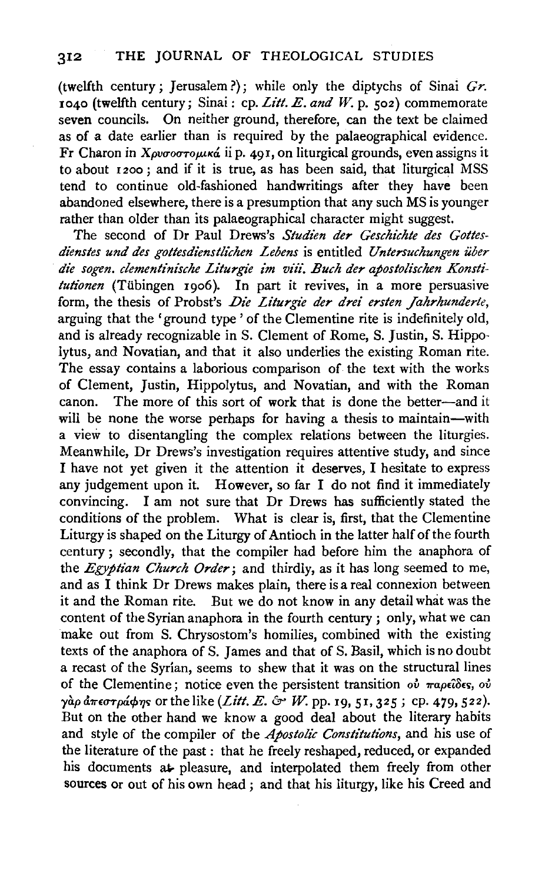(twelfth century; Jerusalem?); while only the diptychs of Sinai *Gr.* 1040 (twelfth century; Sinai: cp. *Litt. E. and W.* p. 502) commemorate seven councils. On neither ground, therefore, can the text be claimed as of a date earlier than is required by the palaeographical evidence. Fr Charon in Χρυσοστομικά ii p. 491, on liturgical grounds, even assigns it to about 1200; and if it is true, as has been said, that liturgical MSS tend to continue old-fashioned handwritings after they have been abandoned elsewhere, there is a presumption that any such MS is younger rather than older than its palaeographical character might suggest.

The second of Dr Paul Drews's *Studien der Geschichte des Gottesdienstes und des gottesdienstlichen Lebens* is entitled *Untersuchungen über die sogen. clementinische Liturgie im viii. Buch der apostolischen Konstitutionen* (Tübingen 1906). In part it revives, in a more persuasive form, the thesis of Probst's *Die Liturgie der drei ersten Jahrhunderte*, arguing that the 'ground type' of the Clementine rite is indefinitely old, and is already recognizable in S. Clement of Rome, S. Justin, S. Hippolytus, and Novatian, and that it also underlies the existing Roman rite. The essay contains a laborious comparison of the text with the works of Clement, Justin, Hippolytus, and Novatian, and with the Roman canon. The more of this sort of work that is done the better—and it will be none the worse perhaps for having a thesis to maintain—with a view to disentangling the complex relations between the liturgies. Meanwhile, Dr Drews's investigation requires attentive study, and since I have not yet given it the attention it deserves, I hesitate to express any judgement upon it. However, so far I do not find it immediately convincing. I am not sure that Dr Drews has sufficiently stated the conditions of the problem. What is clear is, first, that the Clementine Liturgy is shaped on the Liturgy of Antioch in the latter half of the fourth century; secondly, that the compiler had before him the anaphora of the *Egyptian Church Order*; and thirdly, as it has long seemed to me, and as I think Dr Drews makes plain, there is a real connexion between it and the Roman rite. But we do not know in any detail what was the content of the Syrian anaphora in the fourth century; only, what we can make out from S. Chrysostom's homilies, combined with the existing texts of the anaphora of S. James and that of S. Basil, which is no doubt a recast of the Syrian, seems to shew that it was on the structural lines of the Clementine; notice even the persistent transition οὐ παρεῖδες, οὐ γὰρ ἀπεστράφης or the like (*Litt. E. & W.* pp. 19, 51, 325; cp. 479, 522). But on the other hand we know a good deal about the literary habits and style of the compiler of the *Apostolic Constitutions*, and his use of the literature of the past: that he freely reshaped, reduced, or expanded his documents at pleasure, and interpolated them freely from other sources or out of his own head; and that his liturgy, like his Creed and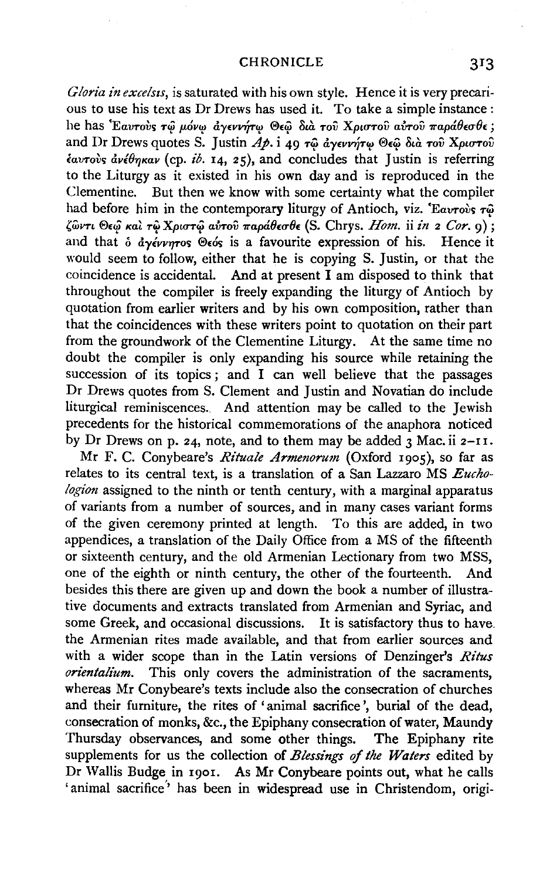*Gloria in excelsis*, is saturated with his own style. Hence it is very precarious to use his text as Dr Drews has used it. To take a simple instance: he has Ἑαυτοὺς τῷ μόνῳ ἀγεννήτῳ Θεῷ διὰ τοῦ Χριστοῦ αὐτοῦ παράθεσθε; and Dr Drews quotes S. Justin *Ap.* i 49 τῷ ἀγεννήτῳ Θεῷ διὰ τοῦ Χριστοῦ ἑαυτοὺς ἀνέθηκαν (cp. *ib.* 14, 25), and concludes that Justin is referring to the Liturgy as it existed in his own day and is reproduced in the Clementine. But then we know with some certainty what the compiler had before him in the contemporary liturgy of Antioch, viz. Ἑαυτοὺς τῷ ζῶντι Θεῷ καὶ τῷ Χριστῷ αὐτοῦ παράθεσθε (S. Chrys. *Hom.* ii *in 2 Cor.* 9); and that ὁ ἀγέννητος Θεός is a favourite expression of his. Hence it would seem to follow, either that he is copying S. Justin, or that the coincidence is accidental. And at present I am disposed to think that throughout the compiler is freely expanding the liturgy of Antioch by quotation from earlier writers and by his own composition, rather than that the coincidences with these writers point to quotation on their part from the groundwork of the Clementine Liturgy. At the same time no doubt the compiler is only expanding his source while retaining the succession of its topics; and I can well believe that the passages Dr Drews quotes from S. Clement and Justin and Novatian do include liturgical reminiscences. And attention may be called to the Jewish precedents for the historical commemorations of the anaphora noticed by Dr Drews on p. 24, note, and to them may be added 3 Mac. ii 2–11.

Mr F. C. Conybeare's *Rituale Armenorum* (Oxford 1905), so far as relates to its central text, is a translation of a San Lazzaro MS *Euchologion* assigned to the ninth or tenth century, with a marginal apparatus of variants from a number of sources, and in many cases variant forms of the given ceremony printed at length. To this are added, in two appendices, a translation of the Daily Office from a MS of the fifteenth or sixteenth century, and the old Armenian Lectionary from two MSS, one of the eighth or ninth century, the other of the fourteenth. And besides this there are given up and down the book a number of illustrative documents and extracts translated from Armenian and Syriac, and some Greek, and occasional discussions. It is satisfactory thus to have the Armenian rites made available, and that from earlier sources and with a wider scope than in the Latin versions of Denzinger's *Ritus orientalium*. This only covers the administration of the sacraments, whereas Mr Conybeare's texts include also the consecration of churches and their furniture, the rites of 'animal sacrifice', burial of the dead, consecration of monks, &c., the Epiphany consecration of water, Maundy Thursday observances, and some other things. The Epiphany rite supplements for us the collection of *Blessings of the Waters* edited by Dr Wallis Budge in 1901. As Mr Conybeare points out, what he calls 'animal sacrifice' has been in widespread use in Christendom, origi-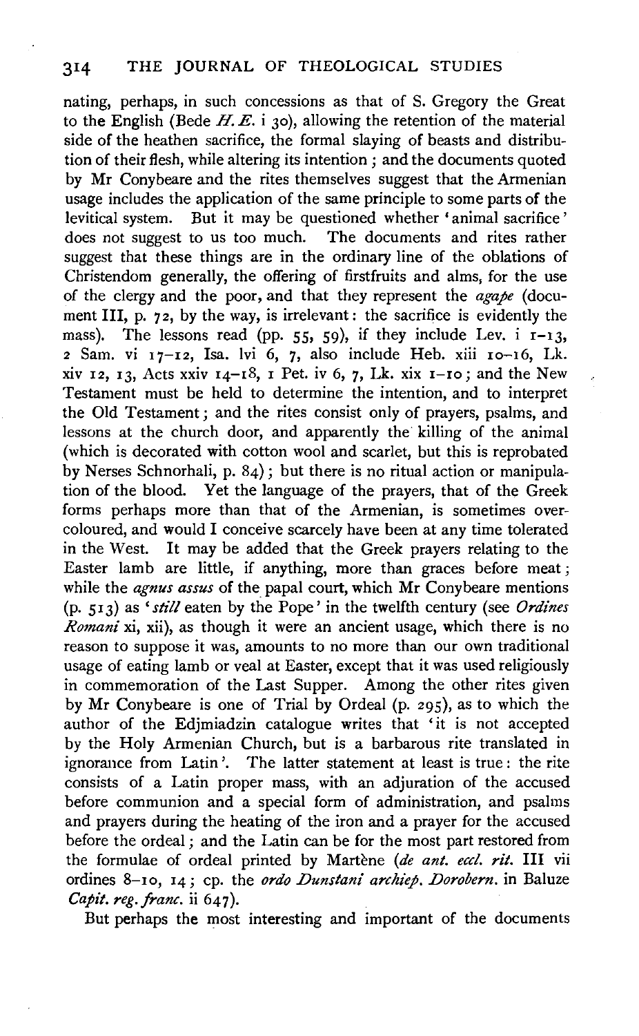nating, perhaps, in such concessions as that of S. Gregory the Great to the English (Bede *H. E.* i 30), allowing the retention of the material side of the heathen sacrifice, the formal slaying of beasts and distribution of their flesh, while altering its intention; and the documents quoted by Mr Conybeare and the rites themselves suggest that the Armenian usage includes the application of the same principle to some parts of the levitical system. But it may be questioned whether 'animal sacrifice' does not suggest to us too much. The documents and rites rather suggest that these things are in the ordinary line of the oblations of Christendom generally, the offering of firstfruits and alms, for the use of the clergy and the poor, and that they represent the *agape* (document III, p. 72, by the way, is irrelevant: the sacrifice is evidently the mass). The lessons read (pp. 55, 59), if they include Lev. i 1–13, 2 Sam. vi 17–12, Isa. lvi 6, 7, also include Heb. xiii 10–16, Lk. xiv 12, 13, Acts xxiv 14–18, 1 Pet. iv 6, 7, Lk. xix 1–10; and the New Testament must be held to determine the intention, and to interpret the Old Testament; and the rites consist only of prayers, psalms, and lessons at the church door, and apparently the killing of the animal (which is decorated with cotton wool and scarlet, but this is reprobated by Nerses Schnorhali, p. 84); but there is no ritual action or manipulation of the blood. Yet the language of the prayers, that of the Greek forms perhaps more than that of the Armenian, is sometimes over-coloured, and would I conceive scarcely have been at any time tolerated in the West. It may be added that the Greek prayers relating to the Easter lamb are little, if anything, more than graces before meat; while the *agnus assus* of the papal court, which Mr Conybeare mentions (p. 513) as '*still* eaten by the Pope' in the twelfth century (see *Ordines Romani* xi, xii), as though it were an ancient usage, which there is no reason to suppose it was, amounts to no more than our own traditional usage of eating lamb or veal at Easter, except that it was used religiously in commemoration of the Last Supper. Among the other rites given by Mr Conybeare is one of Trial by Ordeal (p. 295), as to which the author of the Edjmiadzin catalogue writes that 'it is not accepted by the Holy Armenian Church, but is a barbarous rite translated in ignorance from Latin'. The latter statement at least is true: the rite consists of a Latin proper mass, with an adjuration of the accused before communion and a special form of administration, and psalms and prayers during the heating of the iron and a prayer for the accused before the ordeal; and the Latin can be for the most part restored from the formulae of ordeal printed by Martène (*de ant. eccl. rit.* III vii ordines 8–10, 14; cp. the *ordo Dunstani archiep. Dorobern.* in Baluze *Capit. reg. franc.* ii 647).

But perhaps the most interesting and important of the documents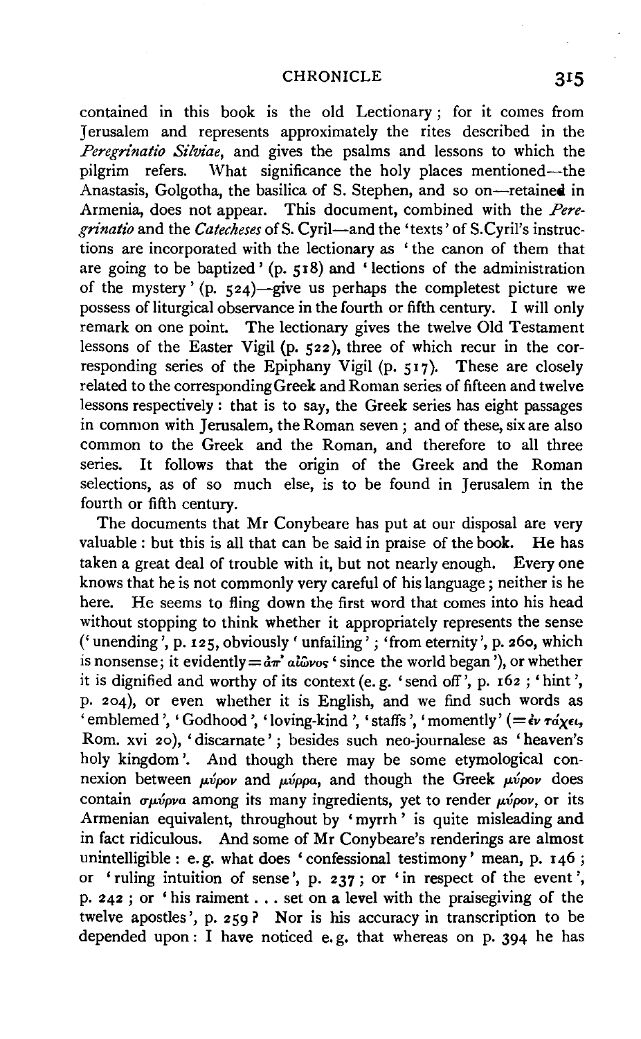contained in this book is the old Lectionary; for it comes from Jerusalem and represents approximately the rites described in the *Peregrinatio Silviae*, and gives the psalms and lessons to which the pilgrim refers. What significance the holy places mentioned—the Anastasis, Golgotha, the basilica of S. Stephen, and so on—retained in Armenia, does not appear. This document, combined with the *Peregrinatio* and the *Catecheses* of S. Cyril—and the 'texts' of S.Cyril's instructions are incorporated with the lectionary as 'the canon of them that are going to be baptized' (p. 518) and 'lections of the administration of the mystery' (p. 524)—give us perhaps the completest picture we possess of liturgical observance in the fourth or fifth century. I will only remark on one point. The lectionary gives the twelve Old Testament lessons of the Easter Vigil (p. 522), three of which recur in the corresponding series of the Epiphany Vigil (p. 517). These are closely related to the corresponding Greek and Roman series of fifteen and twelve lessons respectively: that is to say, the Greek series has eight passages in common with Jerusalem, the Roman seven; and of these, six are also common to the Greek and the Roman, and therefore to all three series. It follows that the origin of the Greek and the Roman selections, as of so much else, is to be found in Jerusalem in the fourth or fifth century.

The documents that Mr Conybeare has put at our disposal are very valuable: but this is all that can be said in praise of the book. He has taken a great deal of trouble with it, but not nearly enough. Every one knows that he is not commonly very careful of his language; neither is he here. He seems to fling down the first word that comes into his head without stopping to think whether it appropriately represents the sense ('unending', p. 125, obviously 'unfailing'; 'from eternity', p. 260, which is nonsense; it evidently = ἀπ' αἰῶνος 'since the world began'), or whether it is dignified and worthy of its context (e.g. 'send off', p. 162; 'hint', p. 204), or even whether it is English, and we find such words as 'emblemed', 'Godhood', 'loving-kind', 'staffs', 'momently' (= ἐν τάχει, Rom. xvi 20), 'discarnate'; besides such neo-journalese as 'heaven's holy kingdom'. And though there may be some etymological connexion between μύρον and μύρρα, and though the Greek μύρον does contain σμύρνα among its many ingredients, yet to render μύρον, or its Armenian equivalent, throughout by 'myrrh' is quite misleading and in fact ridiculous. And some of Mr Conybeare's renderings are almost unintelligible: e.g. what does 'confessional testimony' mean, p. 146; or 'ruling intuition of sense', p. 237; or 'in respect of the event', p. 242; or 'his raiment . . . set on a level with the praisegiving of the twelve apostles', p. 259? Nor is his accuracy in transcription to be depended upon: I have noticed e.g. that whereas on p. 394 he has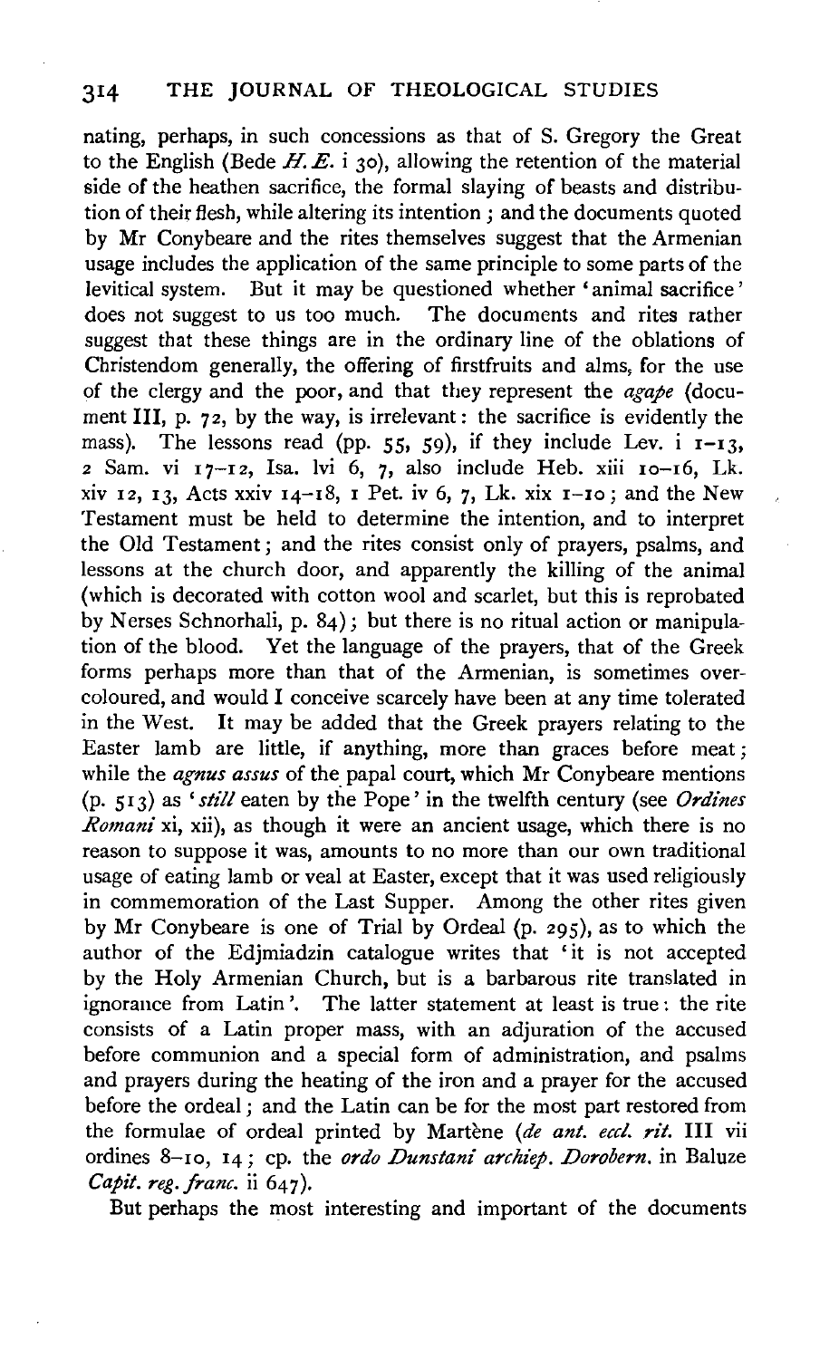nating, perhaps, in such concessions as that of S. Gregory the Great to the English (Bede *H.E.* i 30), allowing the retention of the material side of the heathen sacrifice, the formal slaying of beasts and distribution of their flesh, while altering its intention; and the documents quoted by Mr Conybeare and the rites themselves suggest that the Armenian usage includes the application of the same principle to some parts of the levitical system. But it may be questioned whether 'animal sacrifice' does not suggest to us too much. The documents and rites rather suggest that these things are in the ordinary line of the oblations of Christendom generally, the offering of firstfruits and alms, for the use of the clergy and the poor, and that they represent the *agape* (document III, p. 72, by the way, is irrelevant: the sacrifice is evidently the mass). The lessons read (pp. 55, 59), if they include Lev. i 1–13, 2 Sam. vi 17–12, Isa. lvi 6, 7, also include Heb. xiii 10–16, Lk. xiv 12, 13, Acts xxiv 14–18, 1 Pet. iv 6, 7, Lk. xix 1–10; and the New Testament must be held to determine the intention, and to interpret the Old Testament; and the rites consist only of prayers, psalms, and lessons at the church door, and apparently the killing of the animal (which is decorated with cotton wool and scarlet, but this is reprobated by Nerses Schnorhali, p. 84); but there is no ritual action or manipulation of the blood. Yet the language of the prayers, that of the Greek forms perhaps more than that of the Armenian, is sometimes overcoloured, and would I conceive scarcely have been at any time tolerated in the West. It may be added that the Greek prayers relating to the Easter lamb are little, if anything, more than graces before meat; while the *agnus assus* of the papal court, which Mr Conybeare mentions (p. 513) as '*still* eaten by the Pope' in the twelfth century (see *Ordines Romani* xi, xii), as though it were an ancient usage, which there is no reason to suppose it was, amounts to no more than our own traditional usage of eating lamb or veal at Easter, except that it was used religiously in commemoration of the Last Supper. Among the other rites given by Mr Conybeare is one of Trial by Ordeal (p. 295), as to which the author of the Edjmiadzin catalogue writes that 'it is not accepted by the Holy Armenian Church, but is a barbarous rite translated in ignorance from Latin'. The latter statement at least is true: the rite consists of a Latin proper mass, with an adjuration of the accused before communion and a special form of administration, and psalms and prayers during the heating of the iron and a prayer for the accused before the ordeal; and the Latin can be for the most part restored from the formulae of ordeal printed by Martène (*de ant. eccl. rit.* III vii ordines 8–10, 14; cp. the *ordo Dunstani archiep. Dorobern.* in Baluze *Capit. reg. franc.* ii 647).

But perhaps the most interesting and important of the documents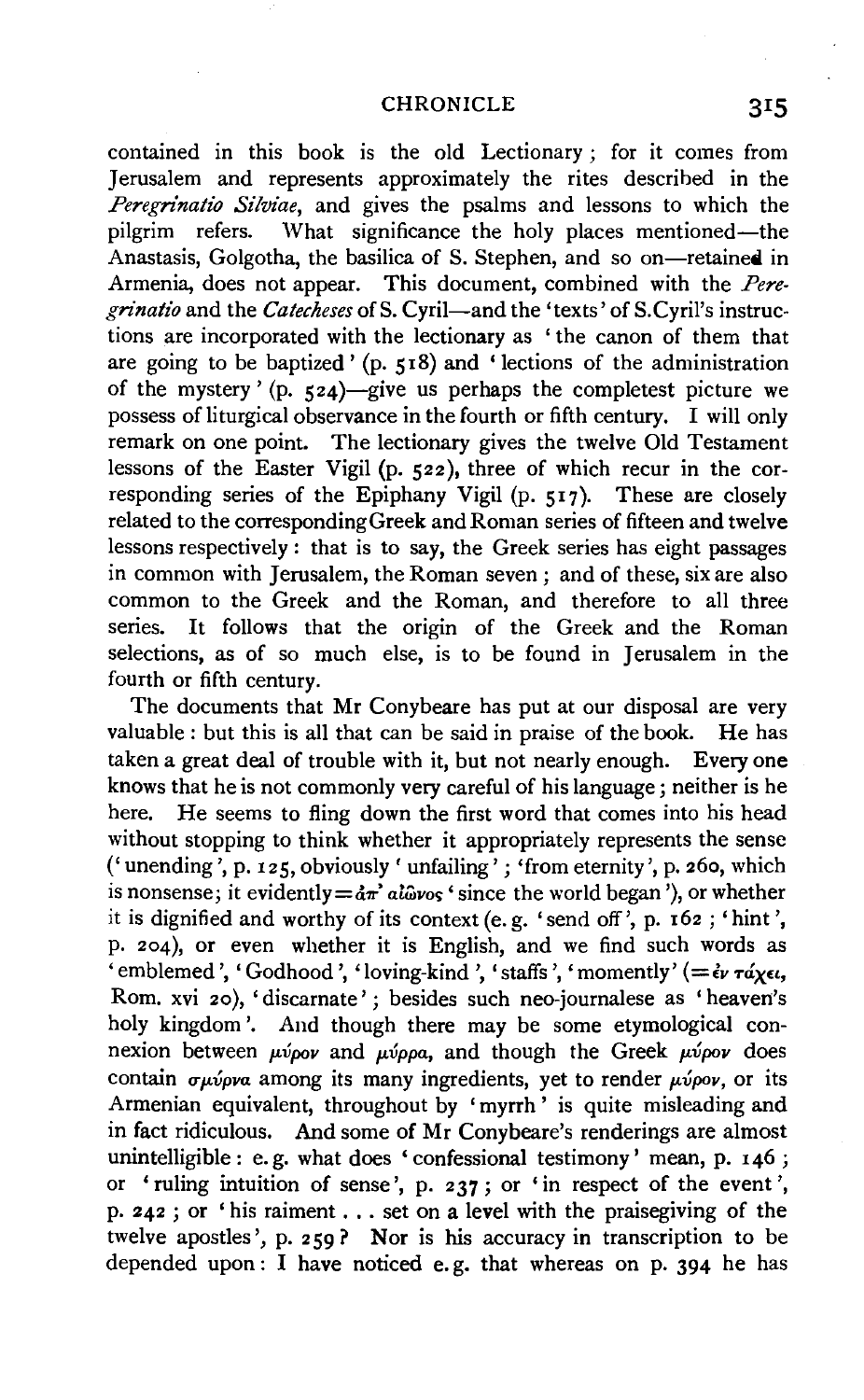contained in this book is the old Lectionary; for it comes from Jerusalem and represents approximately the rites described in the *Peregrinatio Silviae*, and gives the psalms and lessons to which the pilgrim refers. What significance the holy places mentioned—the Anastasis, Golgotha, the basilica of S. Stephen, and so on—retained in Armenia, does not appear. This document, combined with the *Peregrinatio* and the *Catecheses* of S. Cyril—and the 'texts' of S. Cyril's instructions are incorporated with the lectionary as 'the canon of them that are going to be baptized' (p. 518) and 'lections of the administration of the mystery' (p. 524)—give us perhaps the completest picture we possess of liturgical observance in the fourth or fifth century. I will only remark on one point. The lectionary gives the twelve Old Testament lessons of the Easter Vigil (p. 522), three of which recur in the corresponding series of the Epiphany Vigil (p. 517). These are closely related to the corresponding Greek and Roman series of fifteen and twelve lessons respectively: that is to say, the Greek series has eight passages in common with Jerusalem, the Roman seven; and of these, six are also common to the Greek and the Roman, and therefore to all three series. It follows that the origin of the Greek and the Roman selections, as of so much else, is to be found in Jerusalem in the fourth or fifth century.

The documents that Mr Conybeare has put at our disposal are very valuable: but this is all that can be said in praise of the book. He has taken a great deal of trouble with it, but not nearly enough. Every one knows that he is not commonly very careful of his language; neither is he here. He seems to fling down the first word that comes into his head without stopping to think whether it appropriately represents the sense ('unending', p. 125, obviously 'unfailing'; 'from eternity', p. 260, which is nonsense; it evidently = ἀπ' αἰῶνος 'since the world began'), or whether it is dignified and worthy of its context (e.g. 'send off', p. 162; 'hint', p. 204), or even whether it is English, and we find such words as 'emblemed', 'Godhood', 'loving-kind', 'staffs', 'momently' (= ἐν τάχει, Rom. xvi 20), 'discarnate'; besides such neo-journalese as 'heaven's holy kingdom'. And though there may be some etymological connexion between μύρον and μύρρα, and though the Greek μύρον does contain σμύρνα among its many ingredients, yet to render μύρον, or its Armenian equivalent, throughout by 'myrrh' is quite misleading and in fact ridiculous. And some of Mr Conybeare's renderings are almost unintelligible: e.g. what does 'confessional testimony' mean, p. 146; or 'ruling intuition of sense', p. 237; or 'in respect of the event', p. 242; or 'his raiment . . . set on a level with the praisegiving of the twelve apostles', p. 259? Nor is his accuracy in transcription to be depended upon: I have noticed e.g. that whereas on p. 394 he has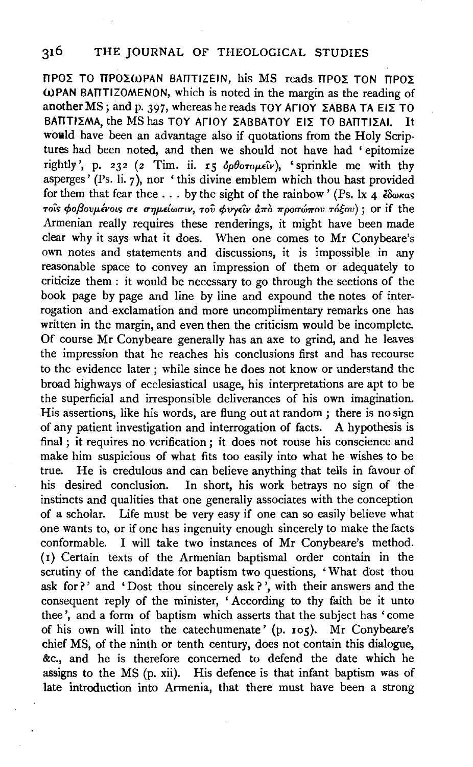ΠΡΟΣ ΤΟ ΠΡΟΣΩΡΑΝ ΒΑΠΤΙΖΕΙΝ, his MS reads ΠΡΟΣ ΤΟΝ ΠΡΟΣ ΩΡΑΝ ΒΑΠΤΙΖΟΜΕΝΟΝ, which is noted in the margin as the reading of another MS; and p. 397, whereas he reads ΤΟΥ ΑΓΙΟΥ ΣΑΒΒΑ ΤΑ ΕΙΣ ΤΟ ΒΑΠΤΙΣΜΑ, the MS has ΤΟΥ ΑΓΙΟΥ ΣΑΒΒΑΤΟΥ ΕΙΣ ΤΟ ΒΑΠΤΙΣΑΙ. It would have been an advantage also if quotations from the Holy Scriptures had been noted, and then we should not have had 'epitomize rightly', p. 232 (2 Tim. ii. 15 ὀρθοτομεῖν), 'sprinkle me with thy asperges' (Ps. li. 7), nor 'this divine emblem which thou hast provided for them that fear thee . . . by the sight of the rainbow' (Ps. lx 4 ἔδωκας τοῖς φοβουμένοις σε σημείωσιν, τοῦ φυγεῖν ἀπὸ προσώπου τόξου); or if the Armenian really requires these renderings, it might have been made clear why it says what it does. When one comes to Mr Conybeare's own notes and statements and discussions, it is impossible in any reasonable space to convey an impression of them or adequately to criticize them: it would be necessary to go through the sections of the book page by page and line by line and expound the notes of interrogation and exclamation and more uncomplimentary remarks one has written in the margin, and even then the criticism would be incomplete. Of course Mr Conybeare generally has an axe to grind, and he leaves the impression that he reaches his conclusions first and has recourse to the evidence later; while since he does not know or understand the broad highways of ecclesiastical usage, his interpretations are apt to be the superficial and irresponsible deliverances of his own imagination. His assertions, like his words, are flung out at random; there is no sign of any patient investigation and interrogation of facts. A hypothesis is final; it requires no verification; it does not rouse his conscience and make him suspicious of what fits too easily into what he wishes to be true. He is credulous and can believe anything that tells in favour of his desired conclusion. In short, his work betrays no sign of the instincts and qualities that one generally associates with the conception of a scholar. Life must be very easy if one can so easily believe what one wants to, or if one has ingenuity enough sincerely to make the facts conformable. I will take two instances of Mr Conybeare's method. (1) Certain texts of the Armenian baptismal order contain in the scrutiny of the candidate for baptism two questions, 'What dost thou ask for?' and 'Dost thou sincerely ask?', with their answers and the consequent reply of the minister, 'According to thy faith be it unto thee', and a form of baptism which asserts that the subject has 'come of his own will into the catechumenate' (p. 105). Mr Conybeare's chief MS, of the ninth or tenth century, does not contain this dialogue, &c., and he is therefore concerned to defend the date which he assigns to the MS (p. xii). His defence is that infant baptism was of late introduction into Armenia, that there must have been a strong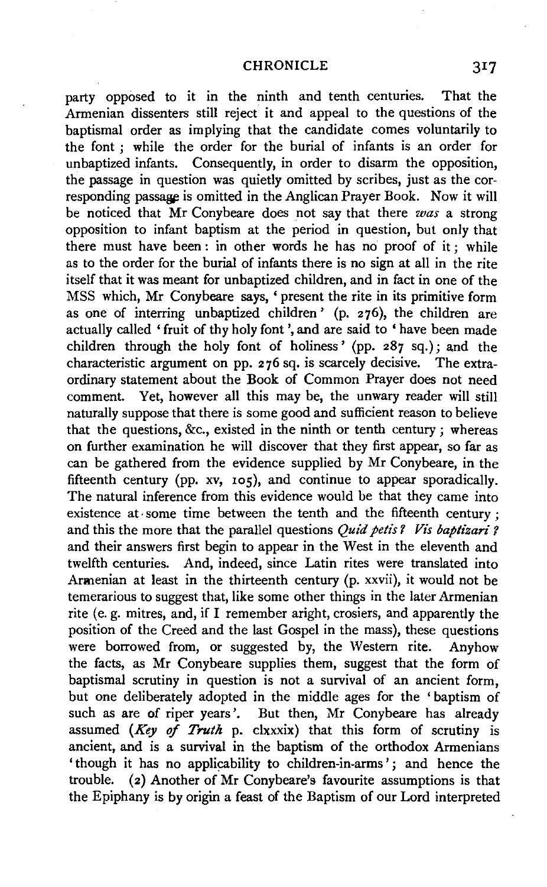party opposed to it in the ninth and tenth centuries. That the Armenian dissenters still reject it and appeal to the questions of the baptismal order as implying that the candidate comes voluntarily to the font; while the order for the burial of infants is an order for unbaptized infants. Consequently, in order to disarm the opposition, the passage in question was quietly omitted by scribes, just as the corresponding passage is omitted in the Anglican Prayer Book. Now it will be noticed that Mr Conybeare does not say that there *was* a strong opposition to infant baptism at the period in question, but only that there must have been: in other words he has no proof of it; while as to the order for the burial of infants there is no sign at all in the rite itself that it was meant for unbaptized children, and in fact in one of the MSS which, Mr Conybeare says, 'present the rite in its primitive form as one of interring unbaptized children' (p. 276), the children are actually called 'fruit of thy holy font', and are said to 'have been made children through the holy font of holiness' (pp. 287 sq.); and the characteristic argument on pp. 276 sq. is scarcely decisive. The extraordinary statement about the Book of Common Prayer does not need comment. Yet, however all this may be, the unwary reader will still naturally suppose that there is some good and sufficient reason to believe that the questions, &c., existed in the ninth or tenth century; whereas on further examination he will discover that they first appear, so far as can be gathered from the evidence supplied by Mr Conybeare, in the fifteenth century (pp. xv, 105), and continue to appear sporadically. The natural inference from this evidence would be that they came into existence at some time between the tenth and the fifteenth century; and this the more that the parallel questions *Quid petis? Vis baptizari?* and their answers first begin to appear in the West in the eleventh and twelfth centuries. And, indeed, since Latin rites were translated into Armenian at least in the thirteenth century (p. xxvii), it would not be temerarious to suggest that, like some other things in the later Armenian rite (e.g. mitres, and, if I remember aright, crosiers, and apparently the position of the Creed and the last Gospel in the mass), these questions were borrowed from, or suggested by, the Western rite. Anyhow the facts, as Mr Conybeare supplies them, suggest that the form of baptismal scrutiny in question is not a survival of an ancient form, but one deliberately adopted in the middle ages for the 'baptism of such as are of riper years'. But then, Mr Conybeare has already assumed (*Key of Truth* p. clxxxix) that this form of scrutiny is ancient, and is a survival in the baptism of the orthodox Armenians 'though it has no applicability to children-in-arms'; and hence the trouble. (2) Another of Mr Conybeare's favourite assumptions is that the Epiphany is by origin a feast of the Baptism of our Lord interpreted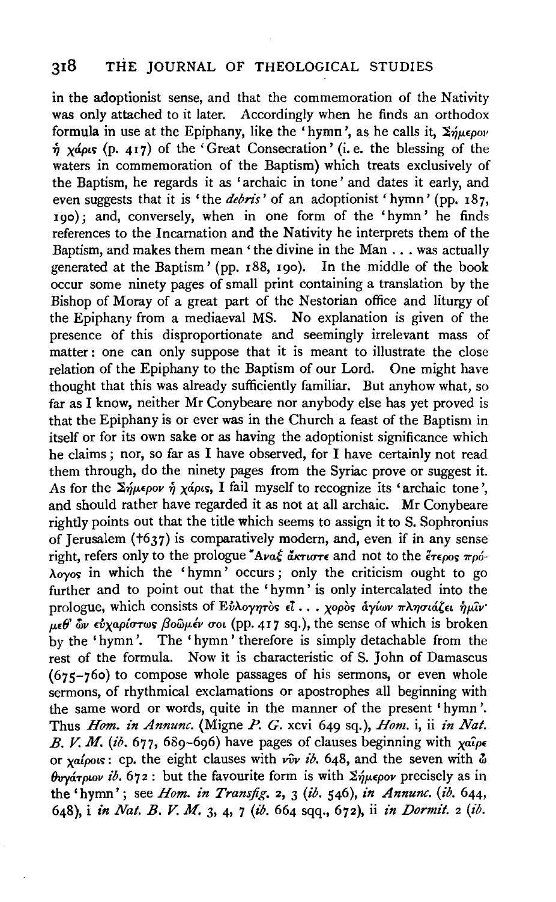in the adoptionist sense, and that the commemoration of the Nativity was only attached to it later. Accordingly when he finds an orthodox formula in use at the Epiphany, like the 'hymn', as he calls it, Σήμερον ἡ χάρις (p. 417) of the 'Great Consecration' (i. e. the blessing of the waters in commemoration of the Baptism) which treats exclusively of the Baptism, he regards it as 'archaic in tone' and dates it early, and even suggests that it is 'the *debris*' of an adoptionist 'hymn' (pp. 187, 190); and, conversely, when in one form of the 'hymn' he finds references to the Incarnation and the Nativity he interprets them of the Baptism, and makes them mean 'the divine in the Man . . . was actually generated at the Baptism' (pp. 188, 190). In the middle of the book occur some ninety pages of small print containing a translation by the Bishop of Moray of a great part of the Nestorian office and liturgy of the Epiphany from a mediaeval MS. No explanation is given of the presence of this disproportionate and seemingly irrelevant mass of matter: one can only suppose that it is meant to illustrate the close relation of the Epiphany to the Baptism of our Lord. One might have thought that this was already sufficiently familiar. But anyhow what, so far as I know, neither Mr Conybeare nor anybody else has yet proved is that the Epiphany is or ever was in the Church a feast of the Baptism in itself or for its own sake or as having the adoptionist significance which he claims; nor, so far as I have observed, for I have certainly not read them through, do the ninety pages from the Syriac prove or suggest it. As for the Σήμερον ἡ χάρις, I fail myself to recognize its 'archaic tone', and should rather have regarded it as not at all archaic. Mr Conybeare rightly points out that the title which seems to assign it to S. Sophronius of Jerusalem (†637) is comparatively modern, and, even if in any sense right, refers only to the prologue Ἄναξ ἄκτιστε and not to the ἕτερος πρόλογος in which the 'hymn' occurs; only the criticism ought to go further and to point out that the 'hymn' is only intercalated into the prologue, which consists of Εὐλογητὸς εἶ . . . χορὸς ἁγίων πλησιάζει ἡμῖν· μεθ' ὧν εὐχαρίστως βοῶμέν σοι (pp. 417 sq.), the sense of which is broken by the 'hymn'. The 'hymn' therefore is simply detachable from the rest of the formula. Now it is characteristic of S. John of Damascus (675–760) to compose whole passages of his sermons, or even whole sermons, of rhythmical exclamations or apostrophes all beginning with the same word or words, quite in the manner of the present 'hymn'. Thus *Hom. in Annunc.* (Migne *P. G.* xcvi 649 sq.), *Hom.* i, ii *in Nat. B. V. M.* (*ib.* 677, 689–696) have pages of clauses beginning with χαῖρε or χαίροις: cp. the eight clauses with νῦν *ib.* 648, and the seven with ὦ θυγάτριον *ib.* 672: but the favourite form is with Σήμερον precisely as in the 'hymn'; see *Hom. in Transfig.* 2, 3 (*ib.* 546), *in Annunc.* (*ib.* 644, 648), i *in Nat. B. V. M.* 3, 4, 7 (*ib.* 664 sqq., 672), ii *in Dormit.* 2 (*ib.*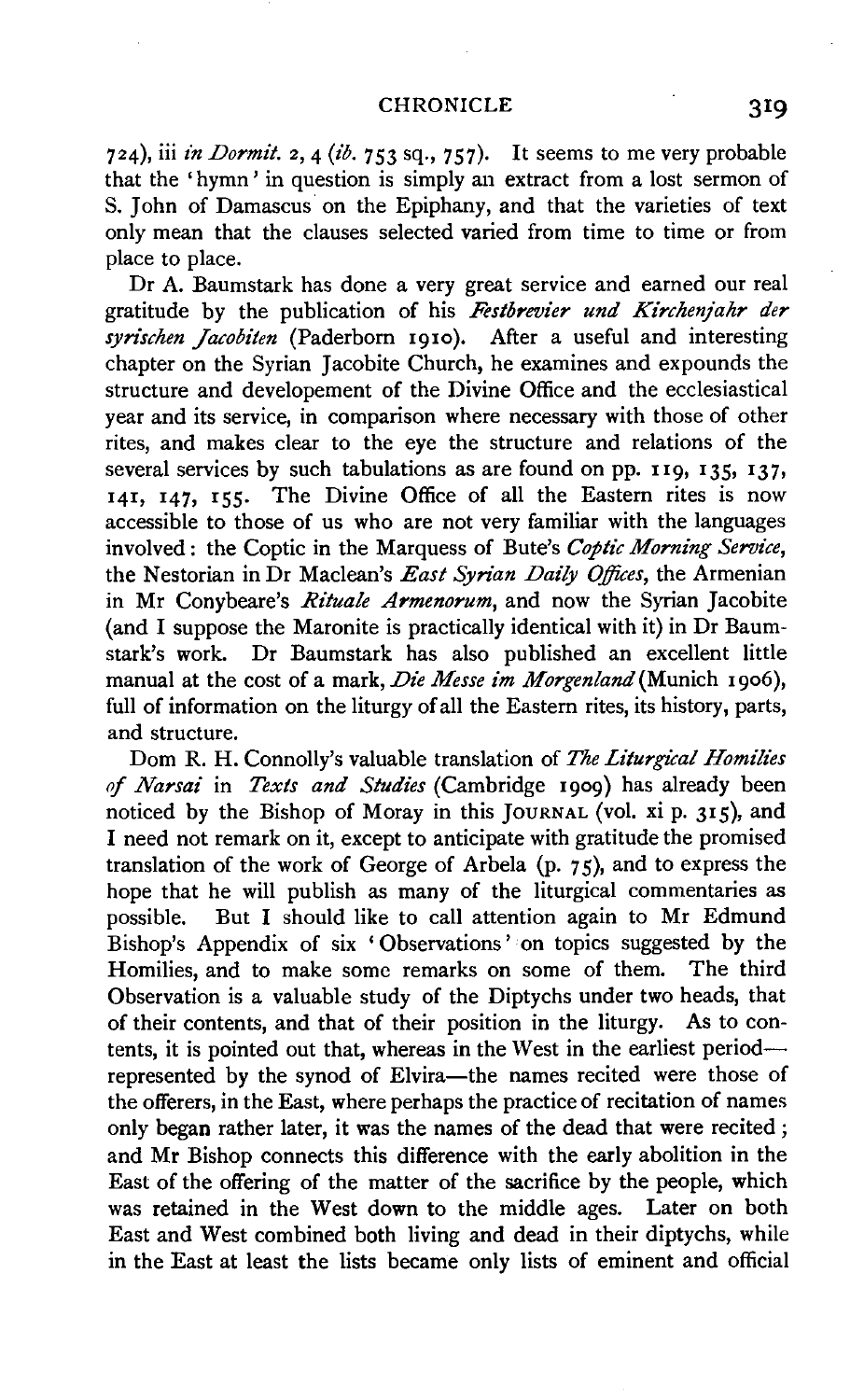724), iii *in Dormit.* 2, 4 (*ib.* 753 sq., 757). It seems to me very probable that the 'hymn' in question is simply an extract from a lost sermon of S. John of Damascus on the Epiphany, and that the varieties of text only mean that the clauses selected varied from time to time or from place to place.

Dr A. Baumstark has done a very great service and earned our real gratitude by the publication of his *Festbrevier und Kirchenjahr der syrischen Jacobiten* (Paderborn 1910). After a useful and interesting chapter on the Syrian Jacobite Church, he examines and expounds the structure and developement of the Divine Office and the ecclesiastical year and its service, in comparison where necessary with those of other rites, and makes clear to the eye the structure and relations of the several services by such tabulations as are found on pp. 119, 135, 137, 141, 147, 155. The Divine Office of all the Eastern rites is now accessible to those of us who are not very familiar with the languages involved: the Coptic in the Marquess of Bute's *Coptic Morning Service*, the Nestorian in Dr Maclean's *East Syrian Daily Offices*, the Armenian in Mr Conybeare's *Rituale Armenorum*, and now the Syrian Jacobite (and I suppose the Maronite is practically identical with it) in Dr Baumstark's work. Dr Baumstark has also published an excellent little manual at the cost of a mark, *Die Messe im Morgenland* (Munich 1906), full of information on the liturgy of all the Eastern rites, its history, parts, and structure.

Dom R. H. Connolly's valuable translation of *The Liturgical Homilies of Narsai* in *Texts and Studies* (Cambridge 1909) has already been noticed by the Bishop of Moray in this JOURNAL (vol. xi p. 315), and I need not remark on it, except to anticipate with gratitude the promised translation of the work of George of Arbela (p. 75), and to express the hope that he will publish as many of the liturgical commentaries as possible. But I should like to call attention again to Mr Edmund Bishop's Appendix of six 'Observations' on topics suggested by the Homilies, and to make some remarks on some of them. The third Observation is a valuable study of the Diptychs under two heads, that of their contents, and that of their position in the liturgy. As to contents, it is pointed out that, whereas in the West in the earliest period—represented by the synod of Elvira—the names recited were those of the offerers, in the East, where perhaps the practice of recitation of names only began rather later, it was the names of the dead that were recited; and Mr Bishop connects this difference with the early abolition in the East of the offering of the matter of the sacrifice by the people, which was retained in the West down to the middle ages. Later on both East and West combined both living and dead in their diptychs, while in the East at least the lists became only lists of eminent and official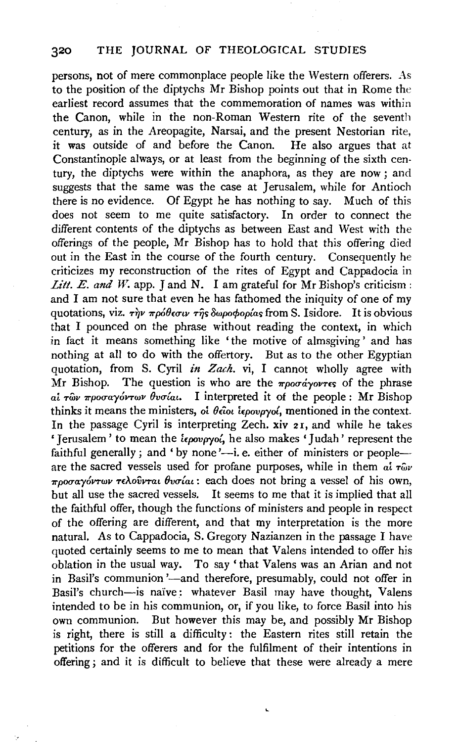persons, not of mere commonplace people like the Western offerers. As to the position of the diptychs Mr Bishop points out that in Rome the earliest record assumes that the commemoration of names was within the Canon, while in the non-Roman Western rite of the seventh century, as in the Areopagite, Narsai, and the present Nestorian rite, it was outside of and before the Canon. He also argues that at Constantinople always, or at least from the beginning of the sixth century, the diptychs were within the anaphora, as they are now; and suggests that the same was the case at Jerusalem, while for Antioch there is no evidence. Of Egypt he has nothing to say. Much of this does not seem to me quite satisfactory. In order to connect the different contents of the diptychs as between East and West with the offerings of the people, Mr Bishop has to hold that this offering died out in the East in the course of the fourth century. Consequently he criticizes my reconstruction of the rites of Egypt and Cappadocia in *Litt. E. and W.* app. J and N. I am grateful for Mr Bishop's criticism: and I am not sure that even he has fathomed the iniquity of one of my quotations, viz. τὴν πρόθεσιν τῆς δωροφορίας from S. Isidore. It is obvious that I pounced on the phrase without reading the context, in which in fact it means something like 'the motive of almsgiving' and has nothing at all to do with the offertory. But as to the other Egyptian quotation, from S. Cyril *in Zach.* vi, I cannot wholly agree with Mr Bishop. The question is who are the προσάγοντες of the phrase αἱ τῶν προσαγόντων θυσίαι. I interpreted it of the people: Mr Bishop thinks it means the ministers, οἱ θεῖοι ἱερουργοί, mentioned in the context. In the passage Cyril is interpreting Zech. xiv 21, and while he takes 'Jerusalem' to mean the ἱερουργοί, he also makes 'Judah' represent the faithful generally; and 'by none'—i. e. either of ministers or people—are the sacred vessels used for profane purposes, while in them αἱ τῶν προσαγόντων τελοῦνται θυσίαι: each does not bring a vessel of his own, but all use the sacred vessels. It seems to me that it is implied that all the faithful offer, though the functions of ministers and people in respect of the offering are different, and that my interpretation is the more natural. As to Cappadocia, S. Gregory Nazianzen in the passage I have quoted certainly seems to me to mean that Valens intended to offer his oblation in the usual way. To say 'that Valens was an Arian and not in Basil's communion'—and therefore, presumably, could not offer in Basil's church—is naïve: whatever Basil may have thought, Valens intended to be in his communion, or, if you like, to force Basil into his own communion. But however this may be, and possibly Mr Bishop is right, there is still a difficulty: the Eastern rites still retain the petitions for the offerers and for the fulfilment of their intentions in offering; and it is difficult to believe that these were already a mere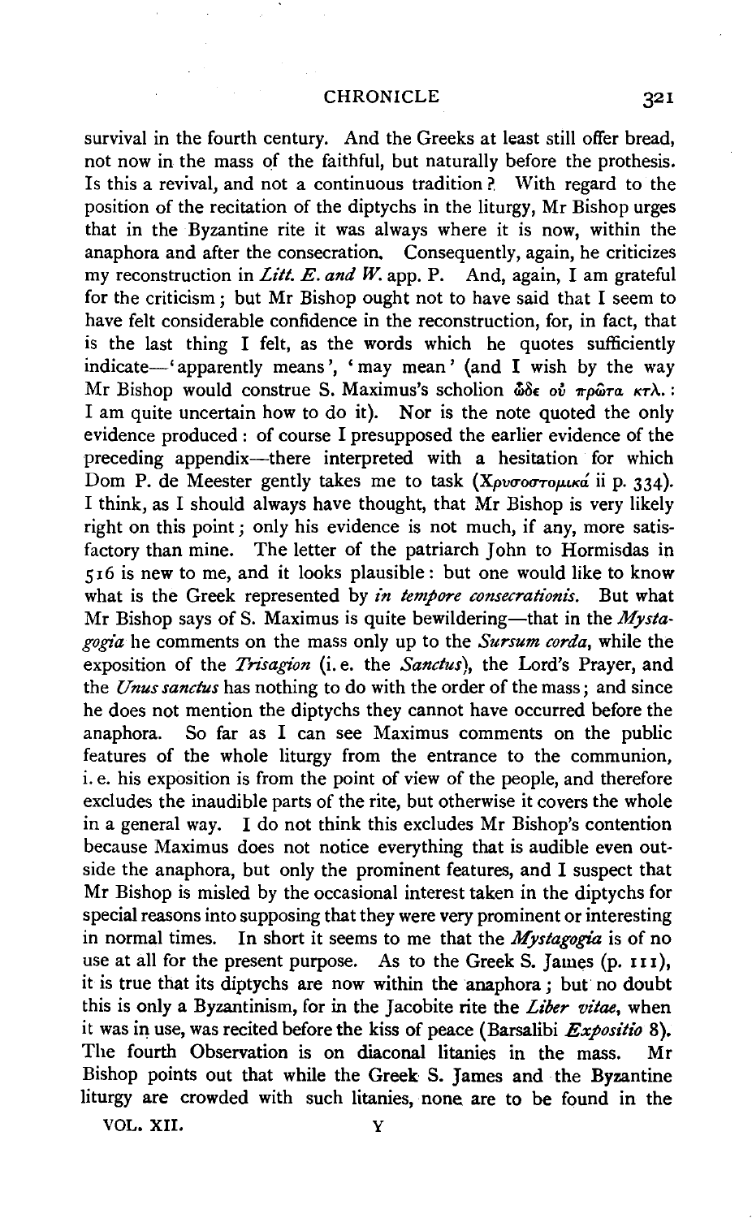survival in the fourth century. And the Greeks at least still offer bread, not now in the mass of the faithful, but naturally before the prothesis. Is this a revival, and not a continuous tradition? With regard to the position of the recitation of the diptychs in the liturgy, Mr Bishop urges that in the Byzantine rite it was always where it is now, within the anaphora and after the consecration. Consequently, again, he criticizes my reconstruction in *Litt. E. and W.* app. P. And, again, I am grateful for the criticism; but Mr Bishop ought not to have said that I seem to have felt considerable confidence in the reconstruction, for, in fact, that is the last thing I felt, as the words which he quotes sufficiently indicate—'apparently means', 'may mean' (and I wish by the way Mr Bishop would construe S. Maximus's scholion ὧδε οὐ πρῶτα κτλ.: I am quite uncertain how to do it). Nor is the note quoted the only evidence produced: of course I presupposed the earlier evidence of the preceding appendix—there interpreted with a hesitation for which Dom P. de Meester gently takes me to task (Χρυσοστομικά ii p. 334). I think, as I should always have thought, that Mr Bishop is very likely right on this point; only his evidence is not much, if any, more satisfactory than mine. The letter of the patriarch John to Hormisdas in 516 is new to me, and it looks plausible: but one would like to know what is the Greek represented by *in tempore consecrationis*. But what Mr Bishop says of S. Maximus is quite bewildering—that in the *Mystagogia* he comments on the mass only up to the *Sursum corda*, while the exposition of the *Trisagion* (i. e. the *Sanctus*), the Lord's Prayer, and the *Unus sanctus* has nothing to do with the order of the mass; and since he does not mention the diptychs they cannot have occurred before the anaphora. So far as I can see Maximus comments on the public features of the whole liturgy from the entrance to the communion, i. e. his exposition is from the point of view of the people, and therefore excludes the inaudible parts of the rite, but otherwise it covers the whole in a general way. I do not think this excludes Mr Bishop's contention because Maximus does not notice everything that is audible even outside the anaphora, but only the prominent features, and I suspect that Mr Bishop is misled by the occasional interest taken in the diptychs for special reasons into supposing that they were very prominent or interesting in normal times. In short it seems to me that the *Mystagogia* is of no use at all for the present purpose. As to the Greek S. James (p. 111), it is true that its diptychs are now within the anaphora; but no doubt this is only a Byzantinism, for in the Jacobite rite the *Liber vitae*, when it was in use, was recited before the kiss of peace (Barsalibi *Expositio* 8). The fourth Observation is on diaconal litanies in the mass. Mr Bishop points out that while the Greek S. James and the Byzantine liturgy are crowded with such litanies, none are to be found in the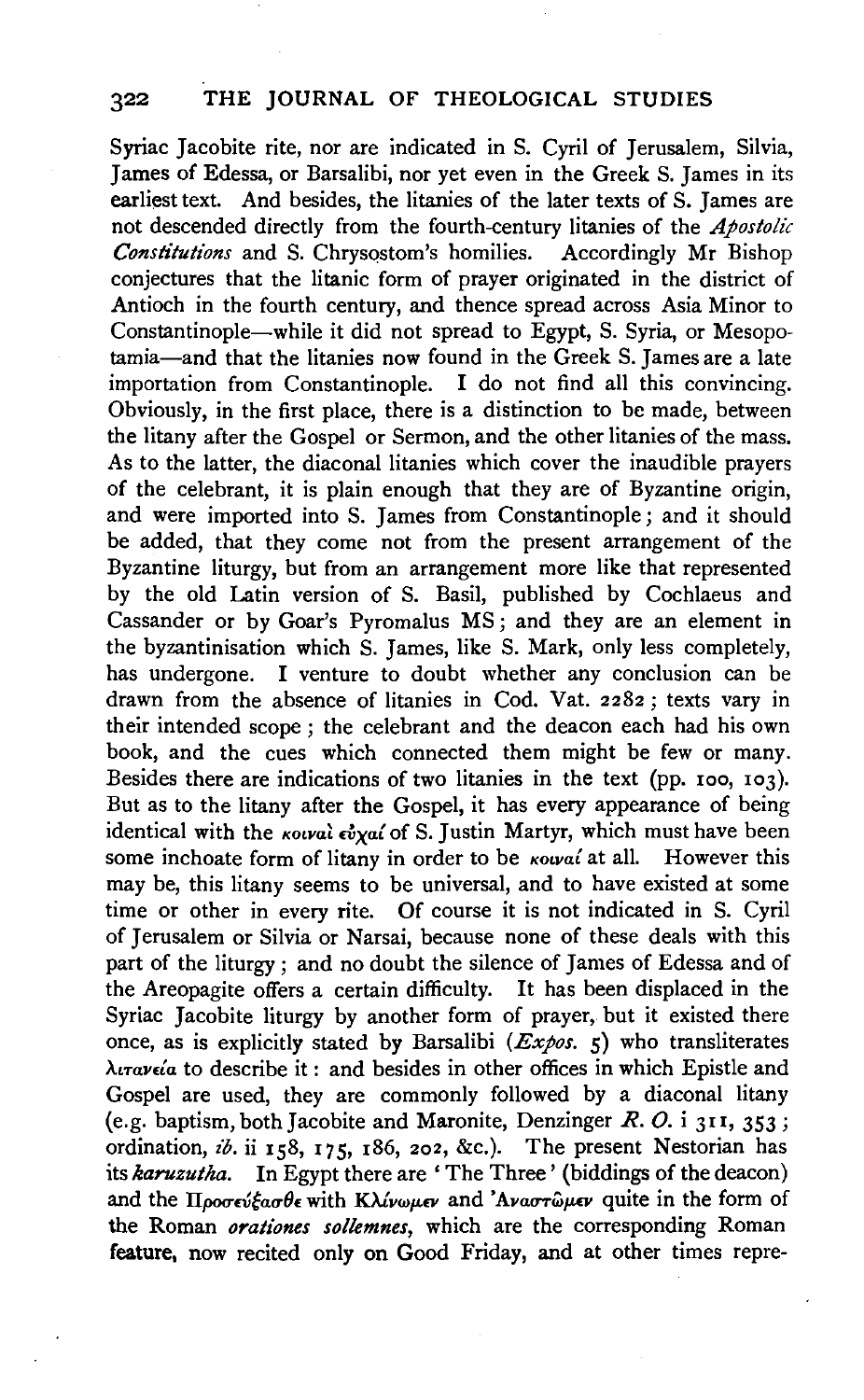Syriac Jacobite rite, nor are indicated in S. Cyril of Jerusalem, Silvia, James of Edessa, or Barsalibi, nor yet even in the Greek S. James in its earliest text. And besides, the litanies of the later texts of S. James are not descended directly from the fourth-century litanies of the *Apostolic Constitutions* and S. Chrysostom's homilies. Accordingly Mr Bishop conjectures that the litanic form of prayer originated in the district of Antioch in the fourth century, and thence spread across Asia Minor to Constantinople—while it did not spread to Egypt, S. Syria, or Mesopotamia—and that the litanies now found in the Greek S. James are a late importation from Constantinople. I do not find all this convincing. Obviously, in the first place, there is a distinction to be made, between the litany after the Gospel or Sermon, and the other litanies of the mass. As to the latter, the diaconal litanies which cover the inaudible prayers of the celebrant, it is plain enough that they are of Byzantine origin, and were imported into S. James from Constantinople; and it should be added, that they come not from the present arrangement of the Byzantine liturgy, but from an arrangement more like that represented by the old Latin version of S. Basil, published by Cochlaeus and Cassander or by Goar's Pyromalus MS; and they are an element in the byzantinisation which S. James, like S. Mark, only less completely, has undergone. I venture to doubt whether any conclusion can be drawn from the absence of litanies in Cod. Vat. 2282; texts vary in their intended scope; the celebrant and the deacon each had his own book, and the cues which connected them might be few or many. Besides there are indications of two litanies in the text (pp. 100, 103). But as to the litany after the Gospel, it has every appearance of being identical with the κοιναὶ εὐχαί of S. Justin Martyr, which must have been some inchoate form of litany in order to be κοιναί at all. However this may be, this litany seems to be universal, and to have existed at some time or other in every rite. Of course it is not indicated in S. Cyril of Jerusalem or Silvia or Narsai, because none of these deals with this part of the liturgy; and no doubt the silence of James of Edessa and of the Areopagite offers a certain difficulty. It has been displaced in the Syriac Jacobite liturgy by another form of prayer, but it existed there once, as is explicitly stated by Barsalibi (*Expos.* 5) who transliterates λιτανεία to describe it: and besides in other offices in which Epistle and Gospel are used, they are commonly followed by a diaconal litany (e.g. baptism, both Jacobite and Maronite, Denzinger *R. O.* i 311, 353; ordination, *ib.* ii 158, 175, 186, 202, &c.). The present Nestorian has its *karuzutha*. In Egypt there are 'The Three' (biddings of the deacon) and the Προσεύξασθε with Κλίνωμεν and Ἀναστῶμεν quite in the form of the Roman *orationes sollemnes*, which are the corresponding Roman feature, now recited only on Good Friday, and at other times repre-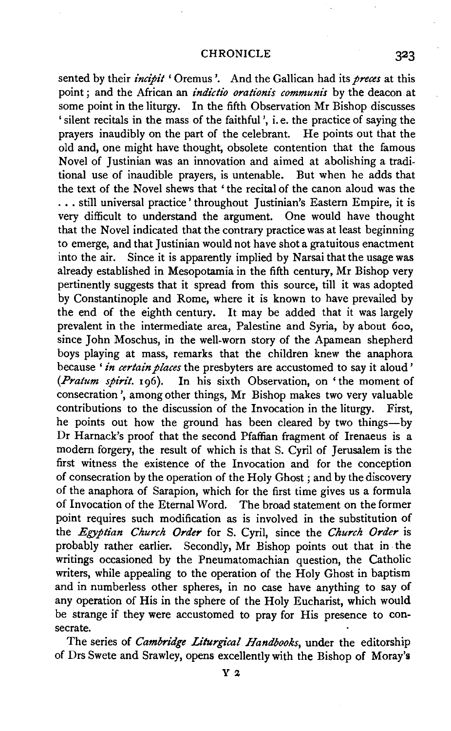sented by their *incipit* 'Oremus'. And the Gallican had its *preces* at this point; and the African an *indictio orationis communis* by the deacon at some point in the liturgy. In the fifth Observation Mr Bishop discusses 'silent recitals in the mass of the faithful', i. e. the practice of saying the prayers inaudibly on the part of the celebrant. He points out that the old and, one might have thought, obsolete contention that the famous Novel of Justinian was an innovation and aimed at abolishing a traditional use of inaudible prayers, is untenable. But when he adds that the text of the Novel shews that 'the recital of the canon aloud was the . . . still universal practice' throughout Justinian's Eastern Empire, it is very difficult to understand the argument. One would have thought that the Novel indicated that the contrary practice was at least beginning to emerge, and that Justinian would not have shot a gratuitous enactment into the air. Since it is apparently implied by Narsai that the usage was already established in Mesopotamia in the fifth century, Mr Bishop very pertinently suggests that it spread from this source, till it was adopted by Constantinople and Rome, where it is known to have prevailed by the end of the eighth century. It may be added that it was largely prevalent in the intermediate area, Palestine and Syria, by about 600, since John Moschus, in the well-worn story of the Apamean shepherd boys playing at mass, remarks that the children knew the anaphora because '*in certain places* the presbyters are accustomed to say it aloud' (*Pratum spirit.* 196). In his sixth Observation, on 'the moment of consecration', among other things, Mr Bishop makes two very valuable contributions to the discussion of the Invocation in the liturgy. First, he points out how the ground has been cleared by two things—by Dr Harnack's proof that the second Pfaffian fragment of Irenaeus is a modern forgery, the result of which is that S. Cyril of Jerusalem is the first witness the existence of the Invocation and for the conception of consecration by the operation of the Holy Ghost; and by the discovery of the anaphora of Sarapion, which for the first time gives us a formula of Invocation of the Eternal Word. The broad statement on the former point requires such modification as is involved in the substitution of the *Egyptian Church Order* for S. Cyril, since the *Church Order* is probably rather earlier. Secondly, Mr Bishop points out that in the writings occasioned by the Pneumatomachian question, the Catholic writers, while appealing to the operation of the Holy Ghost in baptism and in numberless other spheres, in no case have anything to say of any operation of His in the sphere of the Holy Eucharist, which would be strange if they were accustomed to pray for His presence to consecrate.

The series of *Cambridge Liturgical Handbooks*, under the editorship of Drs Swete and Srawley, opens excellently with the Bishop of Moray's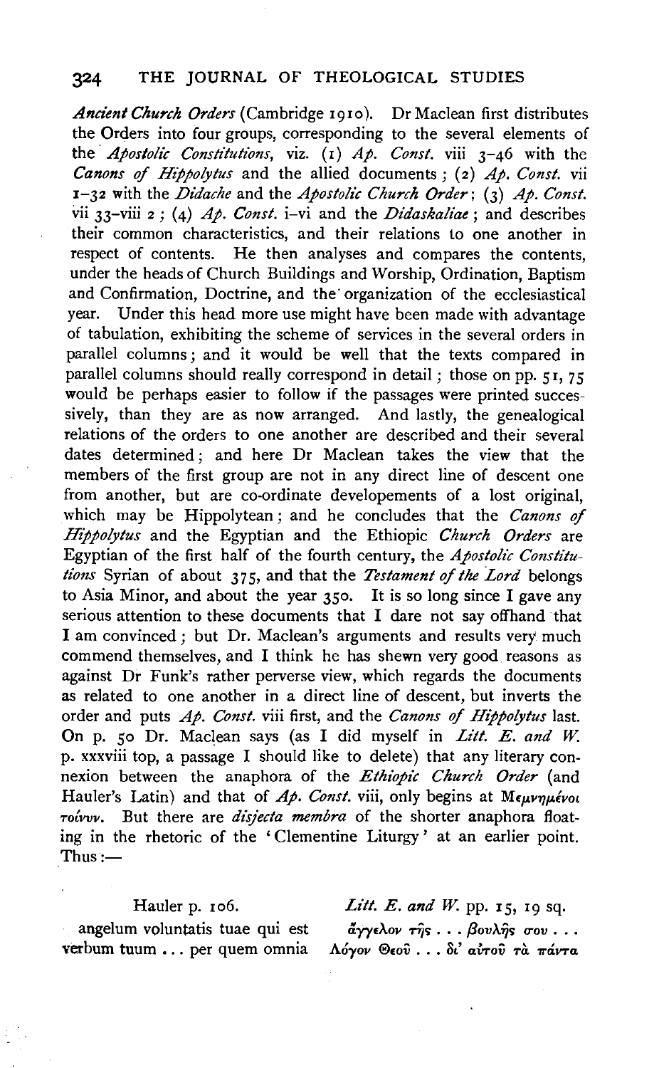*Ancient Church Orders* (Cambridge 1910). Dr Maclean first distributes the Orders into four groups, corresponding to the several elements of the *Apostolic Constitutions*, viz. (1) *Ap. Const.* viii 3–46 with the *Canons of Hippolytus* and the allied documents; (2) *Ap. Const.* vii 1–32 with the *Didache* and the *Apostolic Church Order*; (3) *Ap. Const.* vii 33–viii 2; (4) *Ap. Const.* i–vi and the *Didaskaliae*; and describes their common characteristics, and their relations to one another in respect of contents. He then analyses and compares the contents, under the heads of Church Buildings and Worship, Ordination, Baptism and Confirmation, Doctrine, and the organization of the ecclesiastical year. Under this head more use might have been made with advantage of tabulation, exhibiting the scheme of services in the several orders in parallel columns; and it would be well that the texts compared in parallel columns should really correspond in detail; those on pp. 51, 75 would be perhaps easier to follow if the passages were printed successively, than they are as now arranged. And lastly, the genealogical relations of the orders to one another are described and their several dates determined; and here Dr Maclean takes the view that the members of the first group are not in any direct line of descent one from another, but are co-ordinate developements of a lost original, which may be Hippolytean; and he concludes that the *Canons of Hippolytus* and the Egyptian and the Ethiopic *Church Orders* are Egyptian of the first half of the fourth century, the *Apostolic Constitutions* Syrian of about 375, and that the *Testament of the Lord* belongs to Asia Minor, and about the year 350. It is so long since I gave any serious attention to these documents that I dare not say offhand that I am convinced; but Dr. Maclean's arguments and results very much commend themselves, and I think he has shewn very good reasons as against Dr Funk's rather perverse view, which regards the documents as related to one another in a direct line of descent, but inverts the order and puts *Ap. Const.* viii first, and the *Canons of Hippolytus* last. On p. 50 Dr. Maclean says (as I did myself in *Litt. E. and W.* p. xxxviii top, a passage I should like to delete) that any literary connexion between the anaphora of the *Ethiopic Church Order* (and Hauler's Latin) and that of *Ap. Const.* viii, only begins at Μεμνημένοι τοίνυν. But there are *disjecta membra* of the shorter anaphora floating in the rhetoric of the 'Clementine Liturgy' at an earlier point. Thus:—

| Hauler p. 106. | *Litt. E. and W.* pp. 15, 19 sq. |
|---|---|
| angelum voluntatis tuae qui est verbum tuum ... per quem omnia | ἄγγελον τῆς ... βουλῆς σου ... Λόγον Θεοῦ ... δι' αὐτοῦ τὰ πάντα |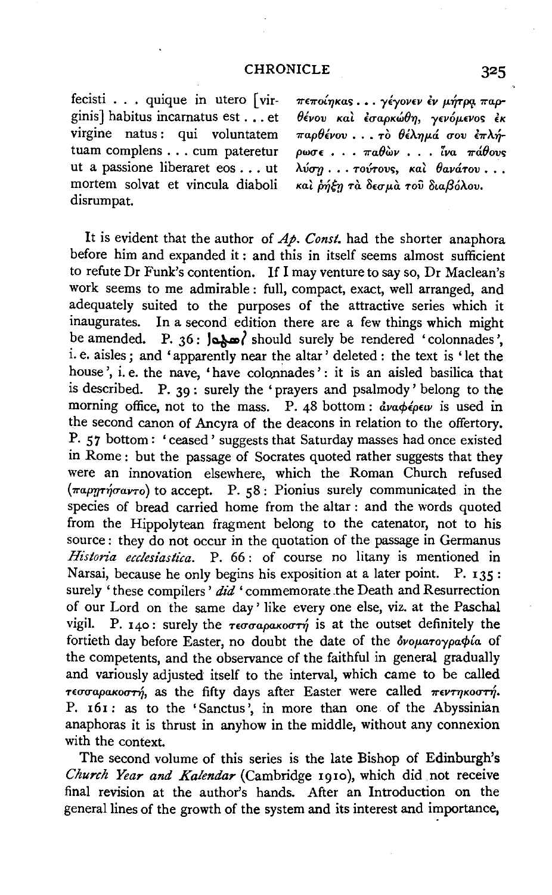| | |
|---|---|
| fecisti . . . quique in utero [virginis] habitus incarnatus est . . . et virgine natus: qui voluntatem tuam complens . . . cum pateretur ut a passione liberaret eos . . . ut mortem solvat et vincula diaboli disrumpat. | πεποίηκας . . . γέγονεν ἐν μήτρᾳ παρθένου καὶ ἐσαρκώθη, γενόμενος ἐκ παρθένου . . . τὸ θέλημά σου ἐπλήρωσε . . . παθὼν . . . ἵνα πάθους λύσῃ . . . τούτους, καὶ θανάτου . . . καὶ ῥήξῃ τὰ δεσμὰ τοῦ διαβόλου. |

It is evident that the author of *Ap. Const.* had the shorter anaphora before him and expanded it: and this in itself seems almost sufficient to refute Dr Funk's contention. If I may venture to say so, Dr Maclean's work seems to me admirable: full, compact, exact, well arranged, and adequately suited to the purposes of the attractive series which it inaugurates. In a second edition there are a few things which might be amended. P. 36: ܐܣܛܘܐ should surely be rendered 'colonnades', i. e. aisles; and 'apparently near the altar' deleted: the text is 'let the house', i. e. the nave, 'have colonnades': it is an aisled basilica that is described. P. 39: surely the 'prayers and psalmody' belong to the morning office, not to the mass. P. 48 bottom: ἀναφέρειν is used in the second canon of Ancyra of the deacons in relation to the offertory. P. 57 bottom: 'ceased' suggests that Saturday masses had once existed in Rome: but the passage of Socrates quoted rather suggests that they were an innovation elsewhere, which the Roman Church refused (παρῃτήσαντο) to accept. P. 58: Pionius surely communicated in the species of bread carried home from the altar: and the words quoted from the Hippolytean fragment belong to the catenator, not to his source: they do not occur in the quotation of the passage in Germanus *Historia ecclesiastica*. P. 66: of course no litany is mentioned in Narsai, because he only begins his exposition at a later point. P. 135: surely 'these compilers' *did* 'commemorate the Death and Resurrection of our Lord on the same day' like every one else, viz. at the Paschal vigil. P. 140: surely the τεσσαρακοστή is at the outset definitely the fortieth day before Easter, no doubt the date of the ὀνοματογραφία of the competents, and the observance of the faithful in general gradually and variously adjusted itself to the interval, which came to be called τεσσαρακοστή, as the fifty days after Easter were called πεντηκοστή. P. 161: as to the 'Sanctus', in more than one of the Abyssinian anaphoras it is thrust in anyhow in the middle, without any connexion with the context.

The second volume of this series is the late Bishop of Edinburgh's *Church Year and Kalendar* (Cambridge 1910), which did not receive final revision at the author's hands. After an Introduction on the general lines of the growth of the system and its interest and importance,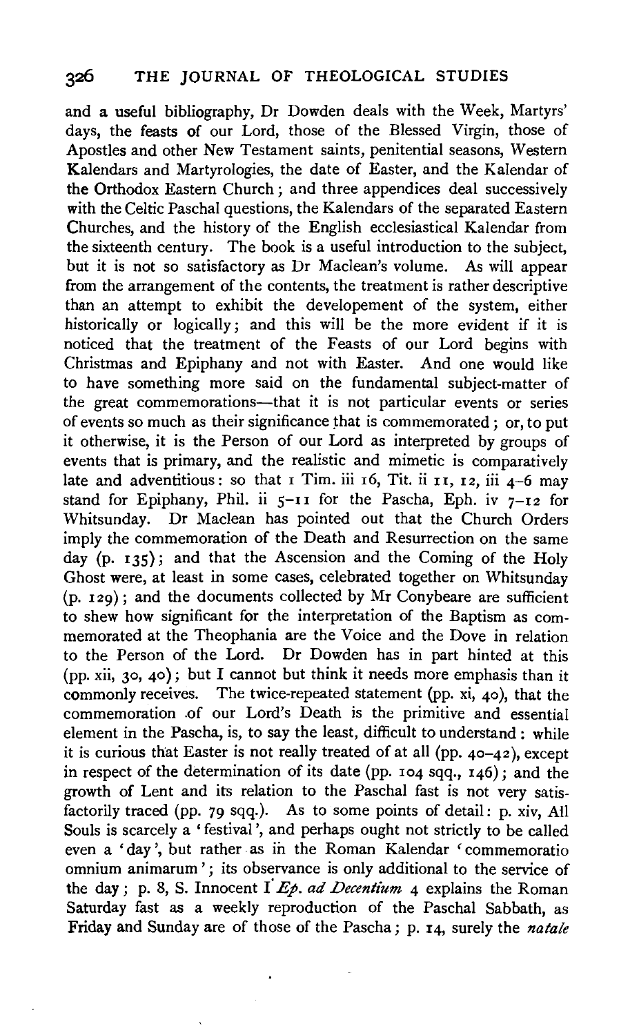and a useful bibliography, Dr Dowden deals with the Week, Martyrs' days, the feasts of our Lord, those of the Blessed Virgin, those of Apostles and other New Testament saints, penitential seasons, Western Kalendars and Martyrologies, the date of Easter, and the Kalendar of the Orthodox Eastern Church; and three appendices deal successively with the Celtic Paschal questions, the Kalendars of the separated Eastern Churches, and the history of the English ecclesiastical Kalendar from the sixteenth century. The book is a useful introduction to the subject, but it is not so satisfactory as Dr Maclean's volume. As will appear from the arrangement of the contents, the treatment is rather descriptive than an attempt to exhibit the developement of the system, either historically or logically; and this will be the more evident if it is noticed that the treatment of the Feasts of our Lord begins with Christmas and Epiphany and not with Easter. And one would like to have something more said on the fundamental subject-matter of the great commemorations—that it is not particular events or series of events so much as their significance that is commemorated; or, to put it otherwise, it is the Person of our Lord as interpreted by groups of events that is primary, and the realistic and mimetic is comparatively late and adventitious: so that 1 Tim. iii 16, Tit. ii 11, 12, iii 4–6 may stand for Epiphany, Phil. ii 5–11 for the Pascha, Eph. iv 7–12 for Whitsunday. Dr Maclean has pointed out that the Church Orders imply the commemoration of the Death and Resurrection on the same day (p. 135); and that the Ascension and the Coming of the Holy Ghost were, at least in some cases, celebrated together on Whitsunday (p. 129); and the documents collected by Mr Conybeare are sufficient to shew how significant for the interpretation of the Baptism as commemorated at the Theophania are the Voice and the Dove in relation to the Person of the Lord. Dr Dowden has in part hinted at this (pp. xii, 30, 40); but I cannot but think it needs more emphasis than it commonly receives. The twice-repeated statement (pp. xi, 40), that the commemoration of our Lord's Death is the primitive and essential element in the Pascha, is, to say the least, difficult to understand: while it is curious that Easter is not really treated of at all (pp. 40–42), except in respect of the determination of its date (pp. 104 sqq., 146); and the growth of Lent and its relation to the Paschal fast is not very satisfactorily traced (pp. 79 sqq.). As to some points of detail: p. xiv, All Souls is scarcely a 'festival', and perhaps ought not strictly to be called even a 'day', but rather as in the Roman Kalendar 'commemoratio omnium animarum'; its observance is only additional to the service of the day; p. 8, S. Innocent I *Ep. ad Decentium* 4 explains the Roman Saturday fast as a weekly reproduction of the Paschal Sabbath, as Friday and Sunday are of those of the Pascha; p. 14, surely the *natale*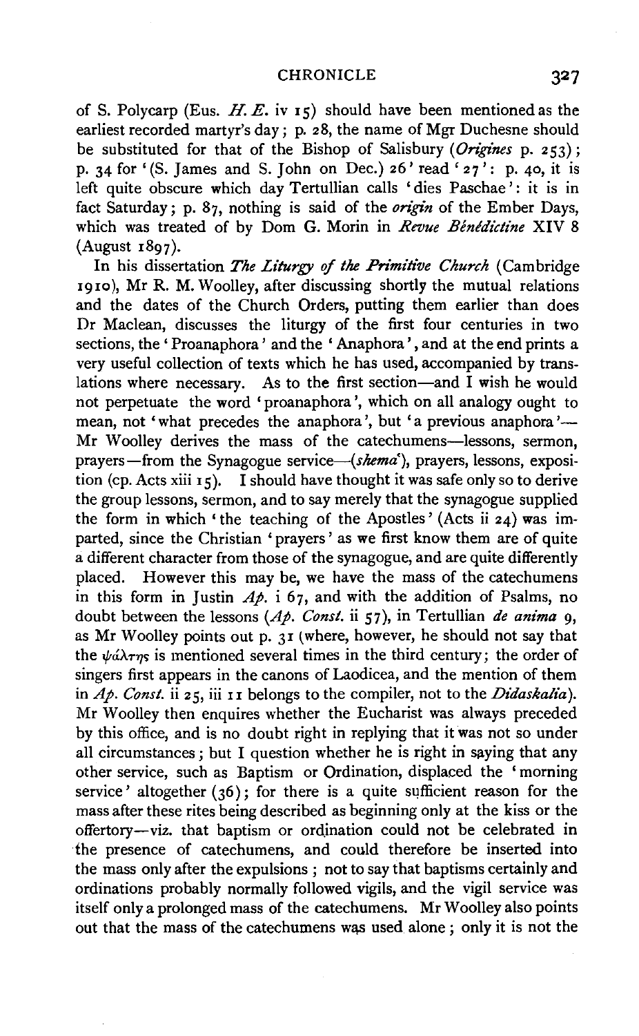of S. Polycarp (Eus. *H. E.* iv 15) should have been mentioned as the earliest recorded martyr's day; p. 28, the name of Mgr Duchesne should be substituted for that of the Bishop of Salisbury (*Origines* p. 253); p. 34 for '(S. James and S. John on Dec.) 26' read '27': p. 40, it is left quite obscure which day Tertullian calls 'dies Paschae': it is in fact Saturday; p. 87, nothing is said of the *origin* of the Ember Days, which was treated of by Dom G. Morin in *Revue Bénédictine* XIV 8 (August 1897).

In his dissertation *The Liturgy of the Primitive Church* (Cambridge 1910), Mr R. M. Woolley, after discussing shortly the mutual relations and the dates of the Church Orders, putting them earlier than does Dr Maclean, discusses the liturgy of the first four centuries in two sections, the 'Proanaphora' and the 'Anaphora', and at the end prints a very useful collection of texts which he has used, accompanied by translations where necessary. As to the first section—and I wish he would not perpetuate the word 'proanaphora', which on all analogy ought to mean, not 'what precedes the anaphora', but 'a previous anaphora'—Mr Woolley derives the mass of the catechumens—lessons, sermon, prayers—from the Synagogue service—(*shema'*), prayers, lessons, exposition (cp. Acts xiii 15). I should have thought it was safe only so to derive the group lessons, sermon, and to say merely that the synagogue supplied the form in which 'the teaching of the Apostles' (Acts ii 24) was imparted, since the Christian 'prayers' as we first know them are of quite a different character from those of the synagogue, and are quite differently placed. However this may be, we have the mass of the catechumens in this form in Justin *Ap.* i 67, and with the addition of Psalms, no doubt between the lessons (*Ap. Const.* ii 57), in Tertullian *de anima* 9, as Mr Woolley points out p. 31 (where, however, he should not say that the ψάλτης is mentioned several times in the third century; the order of singers first appears in the canons of Laodicea, and the mention of them in *Ap. Const.* ii 25, iii 11 belongs to the compiler, not to the *Didaskalia*). Mr Woolley then enquires whether the Eucharist was always preceded by this office, and is no doubt right in replying that it was not so under all circumstances; but I question whether he is right in saying that any other service, such as Baptism or Ordination, displaced the 'morning service' altogether (36); for there is a quite sufficient reason for the mass after these rites being described as beginning only at the kiss or the offertory—viz. that baptism or ordination could not be celebrated in the presence of catechumens, and could therefore be inserted into the mass only after the expulsions; not to say that baptisms certainly and ordinations probably normally followed vigils, and the vigil service was itself only a prolonged mass of the catechumens. Mr Woolley also points out that the mass of the catechumens was used alone; only it is not the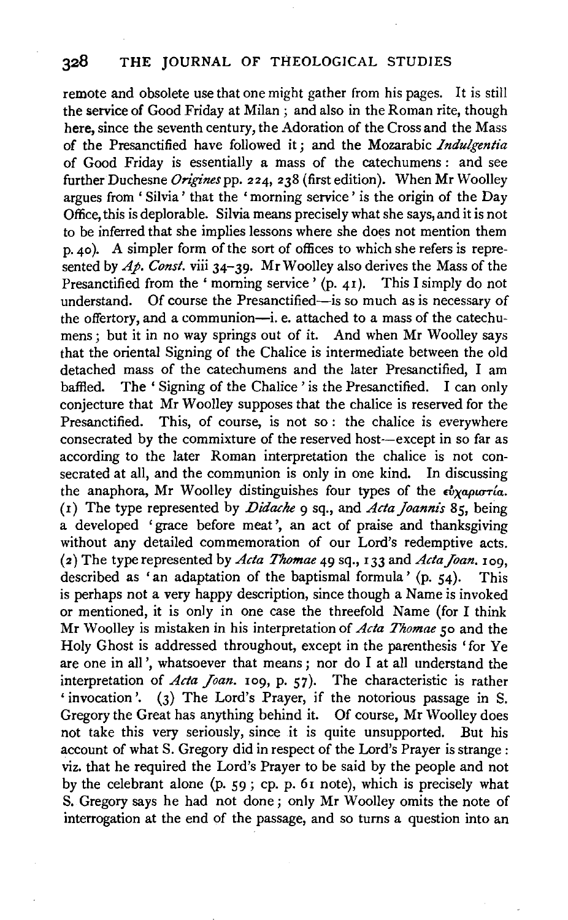remote and obsolete use that one might gather from his pages. It is still the service of Good Friday at Milan; and also in the Roman rite, though here, since the seventh century, the Adoration of the Cross and the Mass of the Presanctified have followed it; and the Mozarabic *Indulgentia* of Good Friday is essentially a mass of the catechumens: and see further Duchesne *Origines* pp. 224, 238 (first edition). When Mr Woolley argues from 'Silvia' that the 'morning service' is the origin of the Day Office, this is deplorable. Silvia means precisely what she says, and it is not to be inferred that she implies lessons where she does not mention them p. 40). A simpler form of the sort of offices to which she refers is represented by *Ap. Const.* viii 34–39. Mr Woolley also derives the Mass of the Presanctified from the 'morning service' (p. 41). This I simply do not understand. Of course the Presanctified—is so much as is necessary of the offertory, and a communion—i. e. attached to a mass of the catechumens; but it in no way springs out of it. And when Mr Woolley says that the oriental Signing of the Chalice is intermediate between the old detached mass of the catechumens and the later Presanctified, I am baffled. The 'Signing of the Chalice' is the Presanctified. I can only conjecture that Mr Woolley supposes that the chalice is reserved for the Presanctified. This, of course, is not so: the chalice is everywhere consecrated by the commixture of the reserved host—except in so far as according to the later Roman interpretation the chalice is not consecrated at all, and the communion is only in one kind. In discussing the anaphora, Mr Woolley distinguishes four types of the εὐχαριστία. (1) The type represented by *Didache* 9 sq., and *Acta Joannis* 85, being a developed 'grace before meat', an act of praise and thanksgiving without any detailed commemoration of our Lord's redemptive acts. (2) The type represented by *Acta Thomae* 49 sq., 133 and *Acta Joan.* 109, described as 'an adaptation of the baptismal formula' (p. 54). This is perhaps not a very happy description, since though a Name is invoked or mentioned, it is only in one case the threefold Name (for I think Mr Woolley is mistaken in his interpretation of *Acta Thomae* 50 and the Holy Ghost is addressed throughout, except in the parenthesis 'for Ye are one in all', whatsoever that means; nor do I at all understand the interpretation of *Acta Joan.* 109, p. 57). The characteristic is rather 'invocation'. (3) The Lord's Prayer, if the notorious passage in S. Gregory the Great has anything behind it. Of course, Mr Woolley does not take this very seriously, since it is quite unsupported. But his account of what S. Gregory did in respect of the Lord's Prayer is strange: viz. that he required the Lord's Prayer to be said by the people and not by the celebrant alone (p. 59; cp. p. 61 note), which is precisely what S. Gregory says he had not done; only Mr Woolley omits the note of interrogation at the end of the passage, and so turns a question into an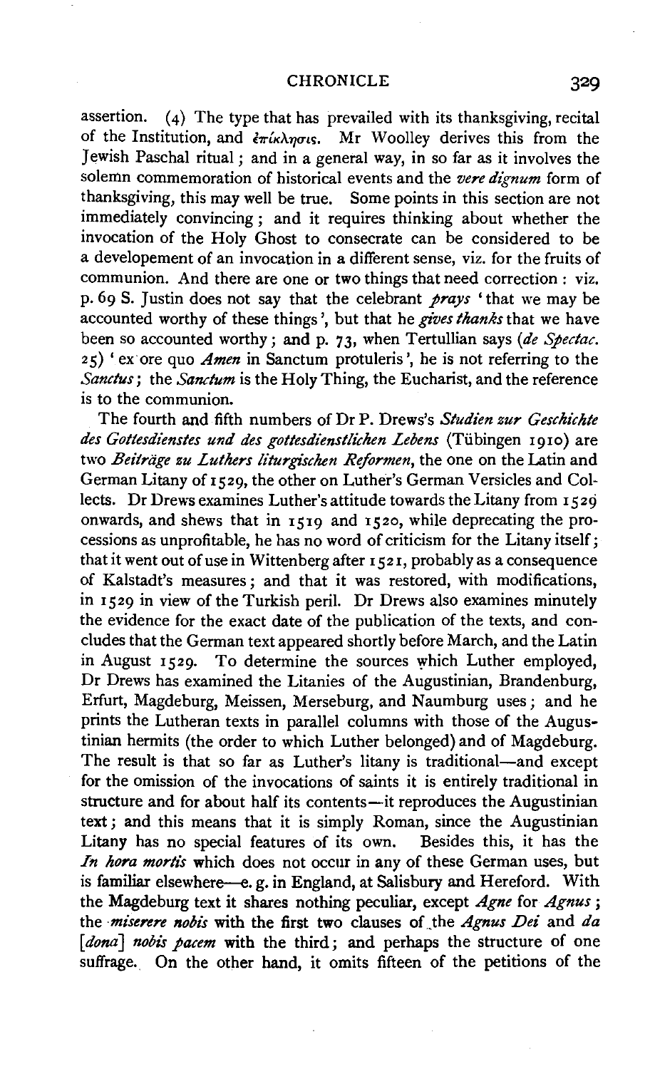assertion. (4) The type that has prevailed with its thanksgiving, recital of the Institution, and ἐπίκλησις. Mr Woolley derives this from the Jewish Paschal ritual; and in a general way, in so far as it involves the solemn commemoration of historical events and the *vere dignum* form of thanksgiving, this may well be true. Some points in this section are not immediately convincing; and it requires thinking about whether the invocation of the Holy Ghost to consecrate can be considered to be a developement of an invocation in a different sense, viz. for the fruits of communion. And there are one or two things that need correction: viz. p. 69 S. Justin does not say that the celebrant *prays* 'that we may be accounted worthy of these things', but that he *gives thanks* that we have been so accounted worthy; and p. 73, when Tertullian says (*de Spectac.* 25) 'ex ore quo *Amen* in Sanctum protuleris', he is not referring to the *Sanctus*; the *Sanctum* is the Holy Thing, the Eucharist, and the reference is to the communion.

The fourth and fifth numbers of Dr P. Drews's *Studien zur Geschichte des Gottesdienstes und des gottesdienstlichen Lebens* (Tübingen 1910) are two *Beiträge zu Luthers liturgischen Reformen*, the one on the Latin and German Litany of 1529, the other on Luther's German Versicles and Collects. Dr Drews examines Luther's attitude towards the Litany from 1529 onwards, and shews that in 1519 and 1520, while deprecating the processions as unprofitable, he has no word of criticism for the Litany itself; that it went out of use in Wittenberg after 1521, probably as a consequence of Kalstadt's measures; and that it was restored, with modifications, in 1529 in view of the Turkish peril. Dr Drews also examines minutely the evidence for the exact date of the publication of the texts, and concludes that the German text appeared shortly before March, and the Latin in August 1529. To determine the sources which Luther employed, Dr Drews has examined the Litanies of the Augustinian, Brandenburg, Erfurt, Magdeburg, Meissen, Merseburg, and Naumburg uses; and he prints the Lutheran texts in parallel columns with those of the Augustinian hermits (the order to which Luther belonged) and of Magdeburg. The result is that so far as Luther's litany is traditional—and except for the omission of the invocations of saints it is entirely traditional in structure and for about half its contents—it reproduces the Augustinian text; and this means that it is simply Roman, since the Augustinian Litany has no special features of its own. Besides this, it has the *In hora mortis* which does not occur in any of these German uses, but is familiar elsewhere—e. g. in England, at Salisbury and Hereford. With the Magdeburg text it shares nothing peculiar, except *Agne* for *Agnus*; the *miserere nobis* with the first two clauses of the *Agnus Dei* and *da [dona] nobis pacem* with the third; and perhaps the structure of one suffrage. On the other hand, it omits fifteen of the petitions of the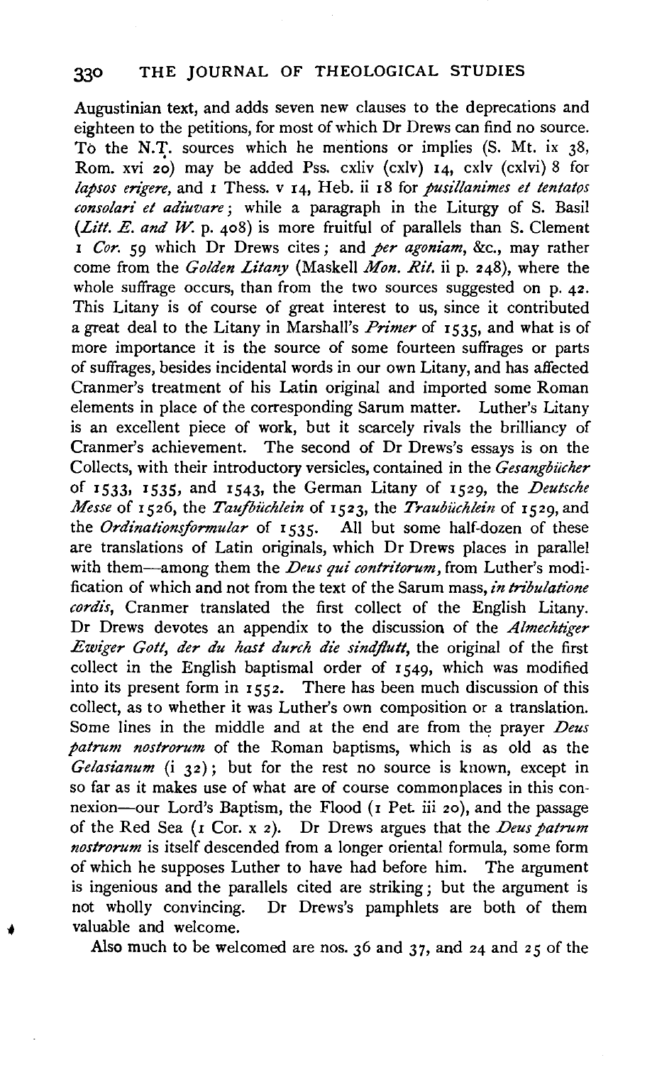Augustinian text, and adds seven new clauses to the deprecations and eighteen to the petitions, for most of which Dr Drews can find no source. To the N.T. sources which he mentions or implies (S. Mt. ix 38, Rom. xvi 20) may be added Pss. cxliv (cxlv) 14, cxlv (cxlvi) 8 for *lapsos erigere*, and 1 Thess. v 14, Heb. ii 18 for *pusillanimes et tentatos consolari et adiuvare*; while a paragraph in the Liturgy of S. Basil (*Litt. E. and W.* p. 408) is more fruitful of parallels than S. Clement 1 *Cor.* 59 which Dr Drews cites; and *per agoniam*, &c., may rather come from the *Golden Litany* (Maskell *Mon. Rit.* ii p. 248), where the whole suffrage occurs, than from the two sources suggested on p. 42. This Litany is of course of great interest to us, since it contributed a great deal to the Litany in Marshall's *Primer* of 1535, and what is of more importance it is the source of some fourteen suffrages or parts of suffrages, besides incidental words in our own Litany, and has affected Cranmer's treatment of his Latin original and imported some Roman elements in place of the corresponding Sarum matter. Luther's Litany is an excellent piece of work, but it scarcely rivals the brilliancy of Cranmer's achievement. The second of Dr Drews's essays is on the Collects, with their introductory versicles, contained in the *Gesangbücher* of 1533, 1535, and 1543, the German Litany of 1529, the *Deutsche Messe* of 1526, the *Taufbüchlein* of 1523, the *Traubüchlein* of 1529, and the *Ordinationsformular* of 1535. All but some half-dozen of these are translations of Latin originals, which Dr Drews places in parallel with them—among them the *Deus qui contritorum*, from Luther's modification of which and not from the text of the Sarum mass, *in tribulatione cordis*, Cranmer translated the first collect of the English Litany. Dr Drews devotes an appendix to the discussion of the *Almechtiger Ewiger Gott, der du hast durch die sindflutt*, the original of the first collect in the English baptismal order of 1549, which was modified into its present form in 1552. There has been much discussion of this collect, as to whether it was Luther's own composition or a translation. Some lines in the middle and at the end are from the prayer *Deus patrum nostrorum* of the Roman baptisms, which is as old as the *Gelasianum* (i 32); but for the rest no source is known, except in so far as it makes use of what are of course commonplaces in this connexion—our Lord's Baptism, the Flood (1 Pet. iii 20), and the passage of the Red Sea (1 Cor. x 2). Dr Drews argues that the *Deus patrum nostrorum* is itself descended from a longer oriental formula, some form of which he supposes Luther to have had before him. The argument is ingenious and the parallels cited are striking; but the argument is not wholly convincing. Dr Drews's pamphlets are both of them valuable and welcome.

Also much to be welcomed are nos. 36 and 37, and 24 and 25 of the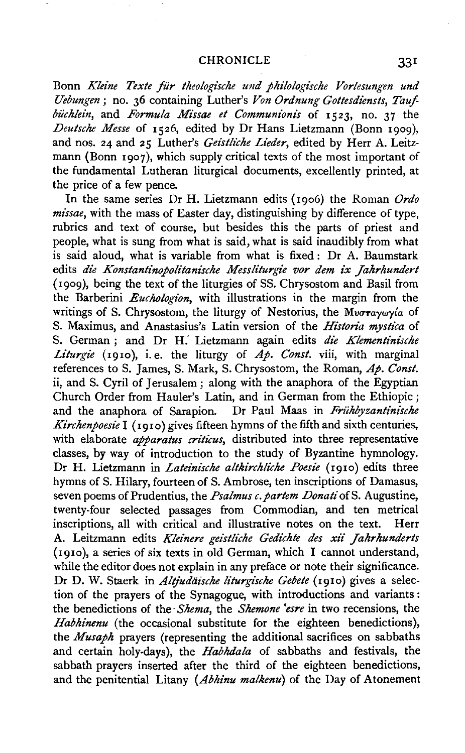Bonn *Kleine Texte für theologische und philologische Vorlesungen und Uebungen*; no. 36 containing Luther's *Von Ordnung Gottesdiensts*, *Taufbüchlein*, and *Formula Missae et Communionis* of 1523, no. 37 the *Deutsche Messe* of 1526, edited by Dr Hans Lietzmann (Bonn 1909), and nos. 24 and 25 Luther's *Geistliche Lieder*, edited by Herr A. Leitzmann (Bonn 1907), which supply critical texts of the most important of the fundamental Lutheran liturgical documents, excellently printed, at the price of a few pence.

In the same series Dr H. Lietzmann edits (1906) the Roman *Ordo missae*, with the mass of Easter day, distinguishing by difference of type, rubrics and text of course, but besides this the parts of priest and people, what is sung from what is said, what is said inaudibly from what is said aloud, what is variable from what is fixed: Dr A. Baumstark edits *die Konstantinopolitanische Messliturgie vor dem ix Jahrhundert* (1909), being the text of the liturgies of SS. Chrysostom and Basil from the Barberini *Euchologion*, with illustrations in the margin from the writings of S. Chrysostom, the liturgy of Nestorius, the Μυσταγωγία of S. Maximus, and Anastasius's Latin version of the *Historia mystica* of S. German; and Dr H. Lietzmann again edits *die Klementinische Liturgie* (1910), i. e. the liturgy of *Ap. Const.* viii, with marginal references to S. James, S. Mark, S. Chrysostom, the Roman, *Ap. Const.* ii, and S. Cyril of Jerusalem; along with the anaphora of the Egyptian Church Order from Hauler's Latin, and in German from the Ethiopic; and the anaphora of Sarapion. Dr Paul Maas in *Frühbyzantinische Kirchenpoesie* I (1910) gives fifteen hymns of the fifth and sixth centuries, with elaborate *apparatus criticus*, distributed into three representative classes, by way of introduction to the study of Byzantine hymnology. Dr H. Lietzmann in *Lateinische altkirchliche Poesie* (1910) edits three hymns of S. Hilary, fourteen of S. Ambrose, ten inscriptions of Damasus, seven poems of Prudentius, the *Psalmus c. partem Donati* of S. Augustine, twenty-four selected passages from Commodian, and ten metrical inscriptions, all with critical and illustrative notes on the text. Herr A. Leitzmann edits *Kleinere geistliche Gedichte des xii Jahrhunderts* (1910), a series of six texts in old German, which I cannot understand, while the editor does not explain in any preface or note their significance. Dr D. W. Staerk in *Altjüdäische liturgische Gebete* (1910) gives a selection of the prayers of the Synagogue, with introductions and variants: the benedictions of the *Shema*, the *Shemone 'esre* in two recensions, the *Habhinenu* (the occasional substitute for the eighteen benedictions), the *Musaph* prayers (representing the additional sacrifices on sabbaths and certain holy-days), the *Habhdala* of sabbaths and festivals, the sabbath prayers inserted after the third of the eighteen benedictions, and the penitential Litany (*Abhinu malkenu*) of the Day of Atonement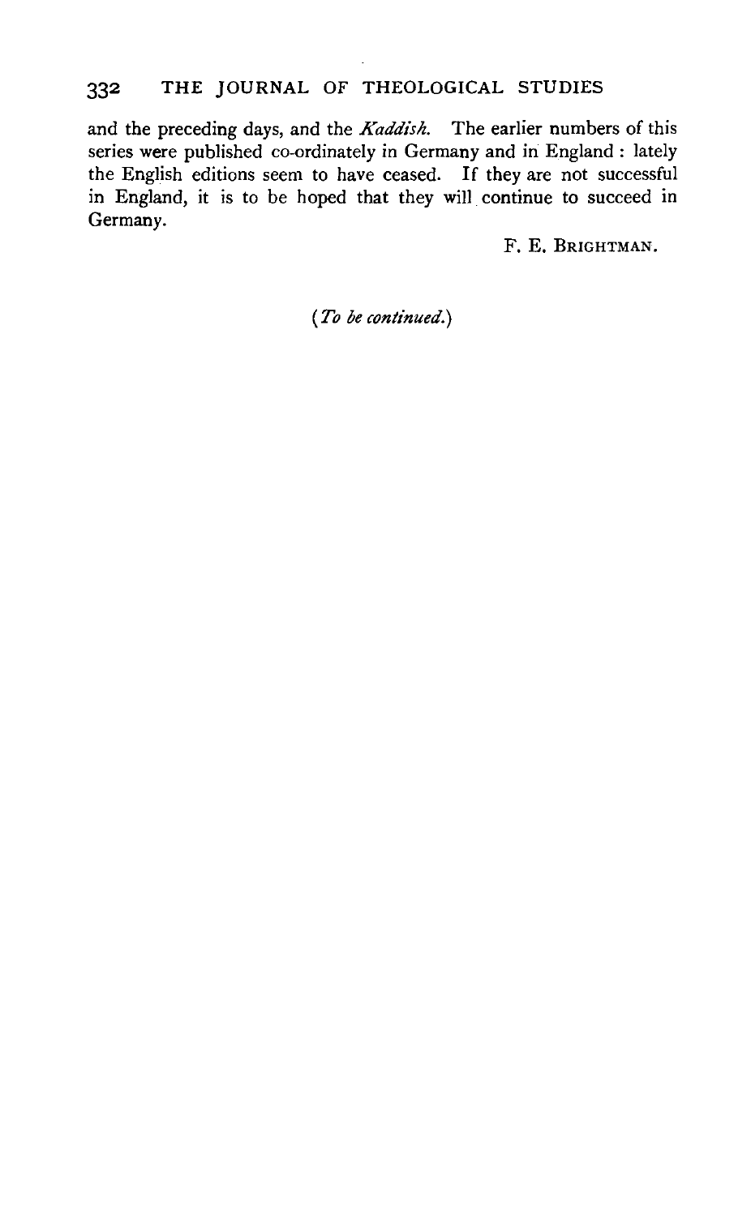and the preceding days, and the *Kaddish*. The earlier numbers of this series were published co-ordinately in Germany and in England: lately the English editions seem to have ceased. If they are not successful in England, it is to be hoped that they will continue to succeed in Germany.

F. E. BRIGHTMAN.

(*To be continued.*)